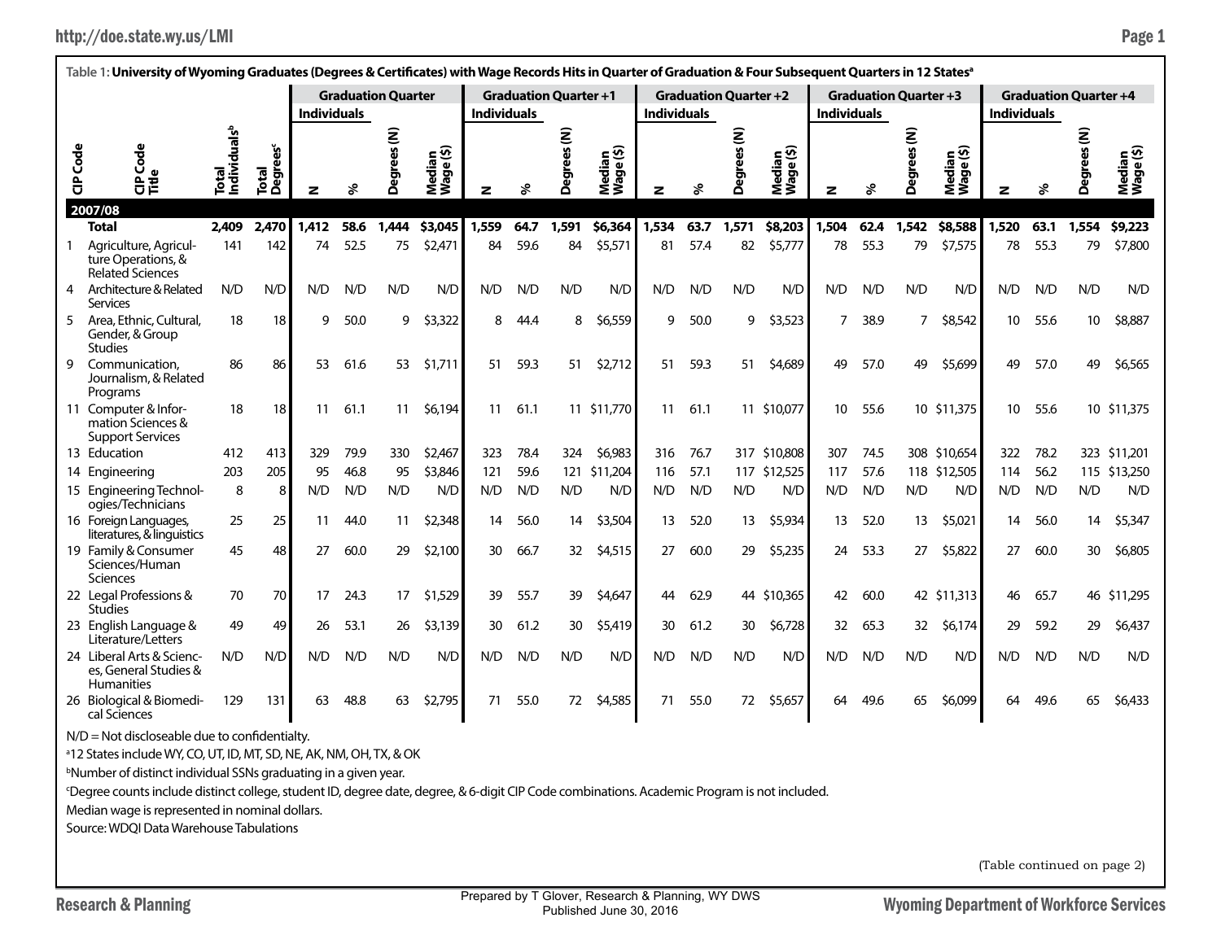Table 1: **University of Wyoming Graduates (Degrees & Certificates) with Wage Records Hits in Quarter of Graduation & Four Subsequent Quarters in 12 States**[a]

| | | | | Graduation Quarter | | | | Graduation Quarter +1 | | | | Graduation Quarter +2 | | | | Graduation Quarter +3 | | | | Graduation Quarter +4 | | | |
|---|---|---|---|---|---|---|---|---|---|---|---|---|---|---|---|---|---|---|---|---|---|---|---|
| | | | | Individuals | | | | Individuals | | | | Individuals | | | | Individuals | | | | Individuals | | | |
| CIP Code | CIP Code Title | Total Individuals[b] | Total Degrees[c] | N | % | Degrees (N) | Median Wage ($) | N | % | Degrees (N) | Median Wage ($) | N | % | Degrees (N) | Median Wage ($) | N | % | Degrees (N) | Median Wage ($) | N | % | Degrees (N) | Median Wage ($) |
| **2007/08** | | | | | | | | | | | | | | | | | | | | | | | |
| | **Total** | **2,409** | **2,470** | **1,412** | **58.6** | **1,444** | **$3,045** | **1,559** | **64.7** | **1,591** | **$6,364** | **1,534** | **63.7** | **1,571** | **$8,203** | **1,504** | **62.4** | **1,542** | **$8,588** | **1,520** | **63.1** | **1,554** | **$9,223** |
| 1 | Agriculture, Agriculture Operations, & Related Sciences | 141 | 142 | 74 | 52.5 | 75 | $2,471 | 84 | 59.6 | 84 | $5,571 | 81 | 57.4 | 82 | $5,777 | 78 | 55.3 | 79 | $7,575 | 78 | 55.3 | 79 | $7,800 |
| 4 | Architecture & Related Services | N/D | N/D | N/D | N/D | N/D | N/D | N/D | N/D | N/D | N/D | N/D | N/D | N/D | N/D | N/D | N/D | N/D | N/D | N/D | N/D | N/D | N/D |
| 5 | Area, Ethnic, Cultural, Gender, & Group Studies | 18 | 18 | 9 | 50.0 | 9 | $3,322 | 8 | 44.4 | 8 | $6,559 | 9 | 50.0 | 9 | $3,523 | 7 | 38.9 | 7 | $8,542 | 10 | 55.6 | 10 | $8,887 |
| 9 | Communication, Journalism, & Related Programs | 86 | 86 | 53 | 61.6 | 53 | $1,711 | 51 | 59.3 | 51 | $2,712 | 51 | 59.3 | 51 | $4,689 | 49 | 57.0 | 49 | $5,699 | 49 | 57.0 | 49 | $6,565 |
| 11 | Computer & Information Sciences & Support Services | 18 | 18 | 11 | 61.1 | 11 | $6,194 | 11 | 61.1 | 11 | $11,770 | 11 | 61.1 | 11 | $10,077 | 10 | 55.6 | 10 | $11,375 | 10 | 55.6 | 10 | $11,375 |
| 13 | Education | 412 | 413 | 329 | 79.9 | 330 | $2,467 | 323 | 78.4 | 324 | $6,983 | 316 | 76.7 | 317 | $10,808 | 307 | 74.5 | 308 | $10,654 | 322 | 78.2 | 323 | $11,201 |
| 14 | Engineering | 203 | 205 | 95 | 46.8 | 95 | $3,846 | 121 | 59.6 | 121 | $11,204 | 116 | 57.1 | 117 | $12,525 | 117 | 57.6 | 118 | $12,505 | 114 | 56.2 | 115 | $13,250 |
| 15 | Engineering Technologies/Technicians | 8 | 8 | N/D | N/D | N/D | N/D | N/D | N/D | N/D | N/D | N/D | N/D | N/D | N/D | N/D | N/D | N/D | N/D | N/D | N/D | N/D | N/D |
| 16 | Foreign Languages, literatures, & linguistics | 25 | 25 | 11 | 44.0 | 11 | $2,348 | 14 | 56.0 | 14 | $3,504 | 13 | 52.0 | 13 | $5,934 | 13 | 52.0 | 13 | $5,021 | 14 | 56.0 | 14 | $5,347 |
| 19 | Family & Consumer Sciences/Human Sciences | 45 | 48 | 27 | 60.0 | 29 | $2,100 | 30 | 66.7 | 32 | $4,515 | 27 | 60.0 | 29 | $5,235 | 24 | 53.3 | 27 | $5,822 | 27 | 60.0 | 30 | $6,805 |
| 22 | Legal Professions & Studies | 70 | 70 | 17 | 24.3 | 17 | $1,529 | 39 | 55.7 | 39 | $4,647 | 44 | 62.9 | 44 | $10,365 | 42 | 60.0 | 42 | $11,313 | 46 | 65.7 | 46 | $11,295 |
| 23 | English Language & Literature/Letters | 49 | 49 | 26 | 53.1 | 26 | $3,139 | 30 | 61.2 | 30 | $5,419 | 30 | 61.2 | 30 | $6,728 | 32 | 65.3 | 32 | $6,174 | 29 | 59.2 | 29 | $6,437 |
| 24 | Liberal Arts & Sciences, General Studies & Humanities | N/D | N/D | N/D | N/D | N/D | N/D | N/D | N/D | N/D | N/D | N/D | N/D | N/D | N/D | N/D | N/D | N/D | N/D | N/D | N/D | N/D | N/D |
| 26 | Biological & Biomedical Sciences | 129 | 131 | 63 | 48.8 | 63 | $2,795 | 71 | 55.0 | 72 | $4,585 | 71 | 55.0 | 72 | $5,657 | 64 | 49.6 | 65 | $6,099 | 64 | 49.6 | 65 | $6,433 |

N/D = Not discloseable due to confidentialty.

[a]12 States include WY, CO, UT, ID, MT, SD, NE, AK, NM, OH, TX, & OK

[b]Number of distinct individual SSNs graduating in a given year.

[c]Degree counts include distinct college, student ID, degree date, degree, & 6-digit CIP Code combinations. Academic Program is not included.

Median wage is represented in nominal dollars.

Source: WDQI Data Warehouse Tabulations

(Table continued on page 2)

Prepared by T Glover, Research & Planning, WY DWS
Published June 30, 2016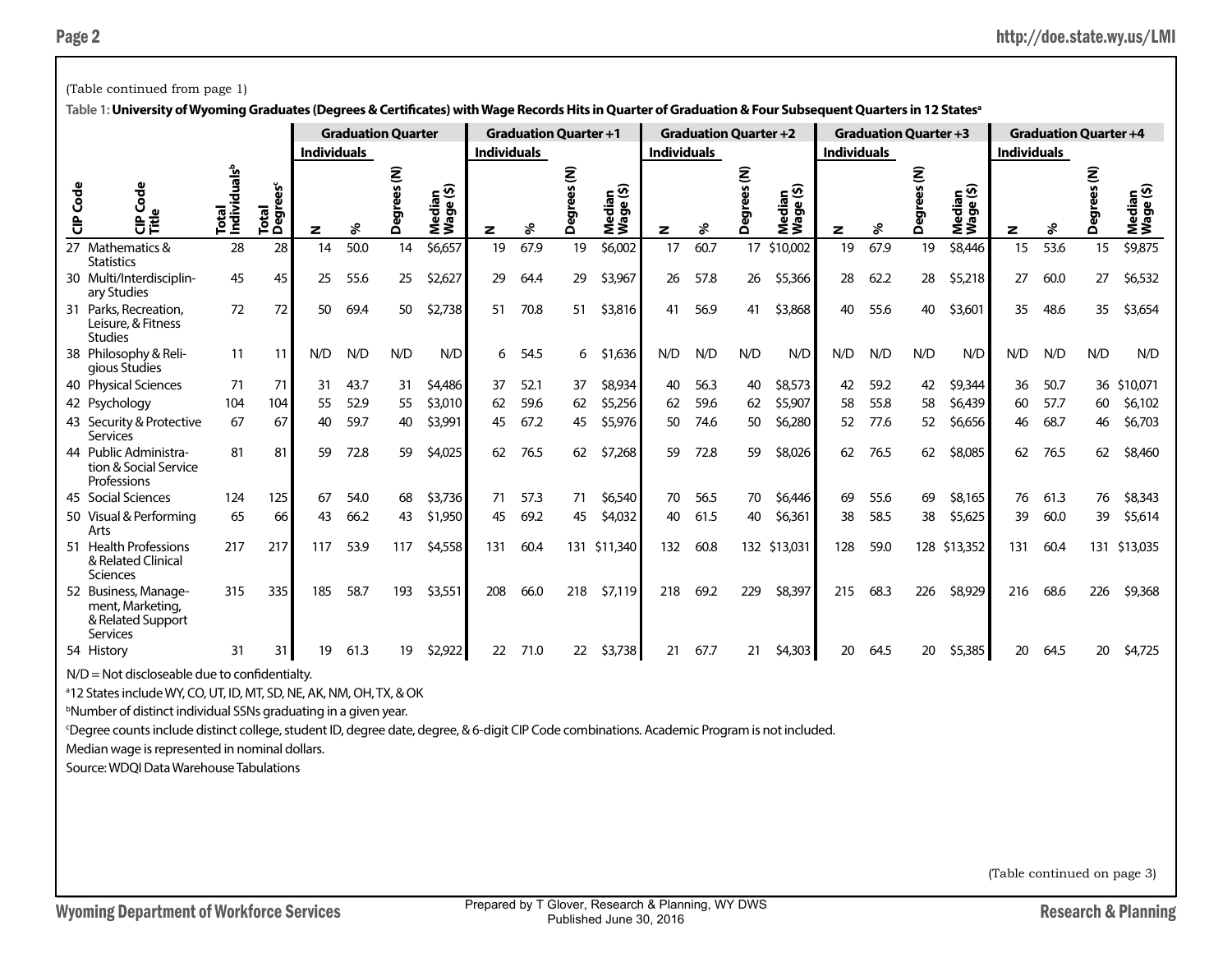(Table continued from page 1)

**Table 1: University of Wyoming Graduates (Degrees & Certificates) with Wage Records Hits in Quarter of Graduation & Four Subsequent Quarters in 12 States[a]**

| | | | | Graduation Quarter | | | | Graduation Quarter +1 | | | | Graduation Quarter +2 | | | | Graduation Quarter +3 | | | | Graduation Quarter +4 | | | |
|---|---|---|---|---|---|---|---|---|---|---|---|---|---|---|---|---|---|---|---|---|---|---|---|
| | | | | Individuals | | | | Individuals | | | | Individuals | | | | Individuals | | | | Individuals | | | |
| CIP Code | CIP Code Title | Total Individuals[b] | Total Degrees[c] | N | % | Degrees (N) | Median Wage ($) | N | % | Degrees (N) | Median Wage ($) | N | % | Degrees (N) | Median Wage ($) | N | % | Degrees (N) | Median Wage ($) | N | % | Degrees (N) | Median Wage ($) |
| 27 | Mathematics & Statistics | 28 | 28 | 14 | 50.0 | 14 | $6,657 | 19 | 67.9 | 19 | $6,002 | 17 | 60.7 | 17 | $10,002 | 19 | 67.9 | 19 | $8,446 | 15 | 53.6 | 15 | $9,875 |
| 30 | Multi/Interdisciplinary Studies | 45 | 45 | 25 | 55.6 | 25 | $2,627 | 29 | 64.4 | 29 | $3,967 | 26 | 57.8 | 26 | $5,366 | 28 | 62.2 | 28 | $5,218 | 27 | 60.0 | 27 | $6,532 |
| 31 | Parks, Recreation, Leisure, & Fitness Studies | 72 | 72 | 50 | 69.4 | 50 | $2,738 | 51 | 70.8 | 51 | $3,816 | 41 | 56.9 | 41 | $3,868 | 40 | 55.6 | 40 | $3,601 | 35 | 48.6 | 35 | $3,654 |
| 38 | Philosophy & Religious Studies | 11 | 11 | N/D | N/D | N/D | N/D | 6 | 54.5 | 6 | $1,636 | N/D | N/D | N/D | N/D | N/D | N/D | N/D | N/D | N/D | N/D | N/D | N/D |
| 40 | Physical Sciences | 71 | 71 | 31 | 43.7 | 31 | $4,486 | 37 | 52.1 | 37 | $8,934 | 40 | 56.3 | 40 | $8,573 | 42 | 59.2 | 42 | $9,344 | 36 | 50.7 | 36 | $10,071 |
| 42 | Psychology | 104 | 104 | 55 | 52.9 | 55 | $3,010 | 62 | 59.6 | 62 | $5,256 | 62 | 59.6 | 62 | $5,907 | 58 | 55.8 | 58 | $6,439 | 60 | 57.7 | 60 | $6,102 |
| 43 | Security & Protective Services | 67 | 67 | 40 | 59.7 | 40 | $3,991 | 45 | 67.2 | 45 | $5,976 | 50 | 74.6 | 50 | $6,280 | 52 | 77.6 | 52 | $6,656 | 46 | 68.7 | 46 | $6,703 |
| 44 | Public Administration & Social Service Professions | 81 | 81 | 59 | 72.8 | 59 | $4,025 | 62 | 76.5 | 62 | $7,268 | 59 | 72.8 | 59 | $8,026 | 62 | 76.5 | 62 | $8,085 | 62 | 76.5 | 62 | $8,460 |
| 45 | Social Sciences | 124 | 125 | 67 | 54.0 | 68 | $3,736 | 71 | 57.3 | 71 | $6,540 | 70 | 56.5 | 70 | $6,446 | 69 | 55.6 | 69 | $8,165 | 76 | 61.3 | 76 | $8,343 |
| 50 | Visual & Performing Arts | 65 | 66 | 43 | 66.2 | 43 | $1,950 | 45 | 69.2 | 45 | $4,032 | 40 | 61.5 | 40 | $6,361 | 38 | 58.5 | 38 | $5,625 | 39 | 60.0 | 39 | $5,614 |
| 51 | Health Professions & Related Clinical Sciences | 217 | 217 | 117 | 53.9 | 117 | $4,558 | 131 | 60.4 | 131 | $11,340 | 132 | 60.8 | 132 | $13,031 | 128 | 59.0 | 128 | $13,352 | 131 | 60.4 | 131 | $13,035 |
| 52 | Business, Management, Marketing, & Related Support Services | 315 | 335 | 185 | 58.7 | 193 | $3,551 | 208 | 66.0 | 218 | $7,119 | 218 | 69.2 | 229 | $8,397 | 215 | 68.3 | 226 | $8,929 | 216 | 68.6 | 226 | $9,368 |
| 54 | History | 31 | 31 | 19 | 61.3 | 19 | $2,922 | 22 | 71.0 | 22 | $3,738 | 21 | 67.7 | 21 | $4,303 | 20 | 64.5 | 20 | $5,385 | 20 | 64.5 | 20 | $4,725 |

N/D = Not discloseable due to confidentialty.

[a]12 States include WY, CO, UT, ID, MT, SD, NE, AK, NM, OH, TX, & OK

[b]Number of distinct individual SSNs graduating in a given year.

[c]Degree counts include distinct college, student ID, degree date, degree, & 6-digit CIP Code combinations. Academic Program is not included.

Median wage is represented in nominal dollars.

Source: WDQI Data Warehouse Tabulations

(Table continued on page 3)

Prepared by T Glover, Research & Planning, WY DWS
Published June 30, 2016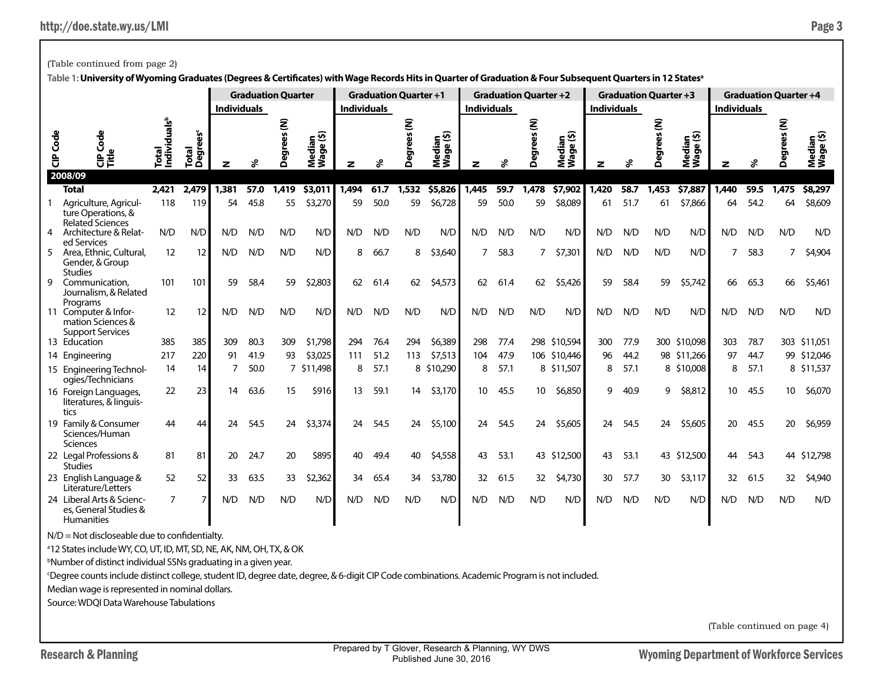(Table continued from page 2)

**Table 1: University of Wyoming Graduates (Degrees & Certificates) with Wage Records Hits in Quarter of Graduation & Four Subsequent Quarters in 12 States[a]**

| | | | | Graduation Quarter | | | | Graduation Quarter +1 | | | | Graduation Quarter +2 | | | | Graduation Quarter +3 | | | | Graduation Quarter +4 | | | |
|---|---|---|---|---|---|---|---|---|---|---|---|---|---|---|---|---|---|---|---|---|---|---|---|
| | | | | Individuals | | | | Individuals | | | | Individuals | | | | Individuals | | | | Individuals | | | |
| CIP Code | CIP Code Title | Total Individuals[b] | Total Degrees[c] | N | % | Degrees (N) | Median Wage ($) | N | % | Degrees (N) | Median Wage ($) | N | % | Degrees (N) | Median Wage ($) | N | % | Degrees (N) | Median Wage ($) | N | % | Degrees (N) | Median Wage ($) |
| **2008/09** | | | | | | | | | | | | | | | | | | | | | | | |
| | **Total** | **2,421** | **2,479** | **1,381** | **57.0** | **1,419** | **$3,011** | **1,494** | **61.7** | **1,532** | **$5,826** | **1,445** | **59.7** | **1,478** | **$7,902** | **1,420** | **58.7** | **1,453** | **$7,887** | **1,440** | **59.5** | **1,475** | **$8,297** |
| 1 | Agriculture, Agriculture Operations, & Related Sciences | 118 | 119 | 54 | 45.8 | 55 | $3,270 | 59 | 50.0 | 59 | $6,728 | 59 | 50.0 | 59 | $8,089 | 61 | 51.7 | 61 | $7,866 | 64 | 54.2 | 64 | $8,609 |
| 4 | Architecture & Related Services | N/D | N/D | N/D | N/D | N/D | N/D | N/D | N/D | N/D | N/D | N/D | N/D | N/D | N/D | N/D | N/D | N/D | N/D | N/D | N/D | N/D | N/D |
| 5 | Area, Ethnic, Cultural, Gender, & Group Studies | 12 | 12 | N/D | N/D | N/D | N/D | 8 | 66.7 | 8 | $3,640 | 7 | 58.3 | 7 | $7,301 | N/D | N/D | N/D | N/D | 7 | 58.3 | 7 | $4,904 |
| 9 | Communication, Journalism, & Related Programs | 101 | 101 | 59 | 58.4 | 59 | $2,803 | 62 | 61.4 | 62 | $4,573 | 62 | 61.4 | 62 | $5,426 | 59 | 58.4 | 59 | $5,742 | 66 | 65.3 | 66 | $5,461 |
| 11 | Computer & Information Sciences & Support Services | 12 | 12 | N/D | N/D | N/D | N/D | N/D | N/D | N/D | N/D | N/D | N/D | N/D | N/D | N/D | N/D | N/D | N/D | N/D | N/D | N/D | N/D |
| 13 | Education | 385 | 385 | 309 | 80.3 | 309 | $1,798 | 294 | 76.4 | 294 | $6,389 | 298 | 77.4 | 298 | $10,594 | 300 | 77.9 | 300 | $10,098 | 303 | 78.7 | 303 | $11,051 |
| 14 | Engineering | 217 | 220 | 91 | 41.9 | 93 | $3,025 | 111 | 51.2 | 113 | $7,513 | 104 | 47.9 | 106 | $10,446 | 96 | 44.2 | 98 | $11,266 | 97 | 44.7 | 99 | $12,046 |
| 15 | Engineering Technologies/Technicians | 14 | 14 | 7 | 50.0 | 7 | $11,498 | 8 | 57.1 | 8 | $10,290 | 8 | 57.1 | 8 | $11,507 | 8 | 57.1 | 8 | $10,008 | 8 | 57.1 | 8 | $11,537 |
| 16 | Foreign Languages, literatures, & linguistics | 22 | 23 | 14 | 63.6 | 15 | $916 | 13 | 59.1 | 14 | $3,170 | 10 | 45.5 | 10 | $6,850 | 9 | 40.9 | 9 | $8,812 | 10 | 45.5 | 10 | $6,070 |
| 19 | Family & Consumer Sciences/Human Sciences | 44 | 44 | 24 | 54.5 | 24 | $3,374 | 24 | 54.5 | 24 | $5,100 | 24 | 54.5 | 24 | $5,605 | 24 | 54.5 | 24 | $5,605 | 20 | 45.5 | 20 | $6,959 |
| 22 | Legal Professions & Studies | 81 | 81 | 20 | 24.7 | 20 | $895 | 40 | 49.4 | 40 | $4,558 | 43 | 53.1 | 43 | $12,500 | 43 | 53.1 | 43 | $12,500 | 44 | 54.3 | 44 | $12,798 |
| 23 | English Language & Literature/Letters | 52 | 52 | 33 | 63.5 | 33 | $2,362 | 34 | 65.4 | 34 | $3,780 | 32 | 61.5 | 32 | $4,730 | 30 | 57.7 | 30 | $3,117 | 32 | 61.5 | 32 | $4,940 |
| 24 | Liberal Arts & Sciences, General Studies & Humanities | 7 | 7 | N/D | N/D | N/D | N/D | N/D | N/D | N/D | N/D | N/D | N/D | N/D | N/D | N/D | N/D | N/D | N/D | N/D | N/D | N/D | N/D |

N/D = Not discloseable due to confidentialty.

[a]12 States include WY, CO, UT, ID, MT, SD, NE, AK, NM, OH, TX, & OK

[b]Number of distinct individual SSNs graduating in a given year.

[c]Degree counts include distinct college, student ID, degree date, degree, & 6-digit CIP Code combinations. Academic Program is not included.

Median wage is represented in nominal dollars.

Source: WDQI Data Warehouse Tabulations

(Table continued on page 4)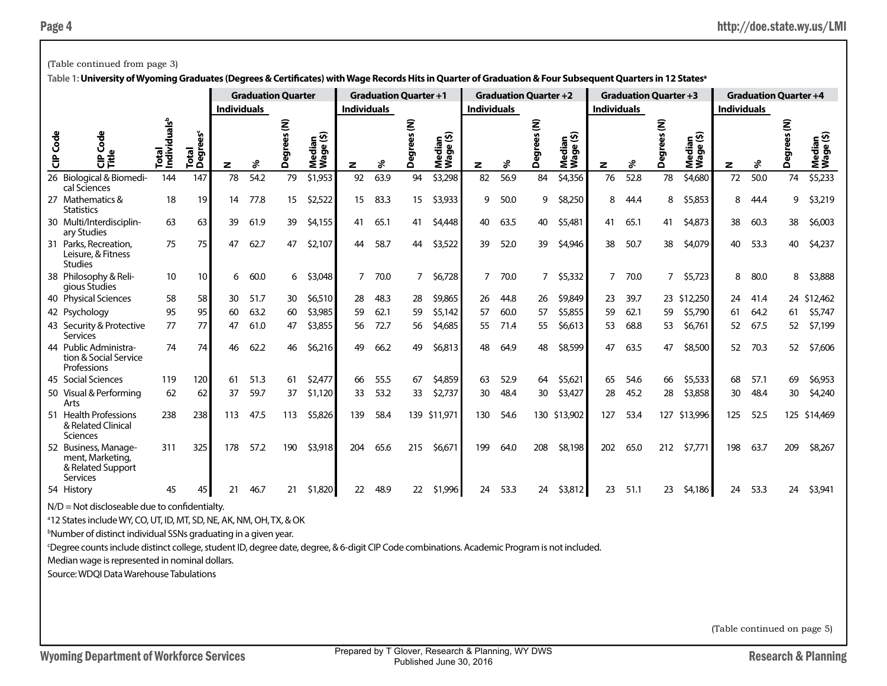(Table continued from page 3)

**Table 1: University of Wyoming Graduates (Degrees & Certificates) with Wage Records Hits in Quarter of Graduation & Four Subsequent Quarters in 12 States[a]**

| | | | | Graduation Quarter | | | | Graduation Quarter +1 | | | | Graduation Quarter +2 | | | | Graduation Quarter +3 | | | | Graduation Quarter +4 | | | |
|---|---|---|---|---|---|---|---|---|---|---|---|---|---|---|---|---|---|---|---|---|---|---|---|
| | | | | Individuals | | | | Individuals | | | | Individuals | | | | Individuals | | | | Individuals | | | |
| CIP Code | CIP Code Title | Total Individuals[b] | Total Degrees[c] | N | % | Degrees (N) | Median Wage ($) | N | % | Degrees (N) | Median Wage ($) | N | % | Degrees (N) | Median Wage ($) | N | % | Degrees (N) | Median Wage ($) | N | % | Degrees (N) | Median Wage ($) |
| 26 | Biological & Biomedical Sciences | 144 | 147 | 78 | 54.2 | 79 | $1,953 | 92 | 63.9 | 94 | $3,298 | 82 | 56.9 | 84 | $4,356 | 76 | 52.8 | 78 | $4,680 | 72 | 50.0 | 74 | $5,233 |
| 27 | Mathematics & Statistics | 18 | 19 | 14 | 77.8 | 15 | $2,522 | 15 | 83.3 | 15 | $3,933 | 9 | 50.0 | 9 | $8,250 | 8 | 44.4 | 8 | $5,853 | 8 | 44.4 | 9 | $3,219 |
| 30 | Multi/Interdisciplinary Studies | 63 | 63 | 39 | 61.9 | 39 | $4,155 | 41 | 65.1 | 41 | $4,448 | 40 | 63.5 | 40 | $5,481 | 41 | 65.1 | 41 | $4,873 | 38 | 60.3 | 38 | $6,003 |
| 31 | Parks, Recreation, Leisure, & Fitness Studies | 75 | 75 | 47 | 62.7 | 47 | $2,107 | 44 | 58.7 | 44 | $3,522 | 39 | 52.0 | 39 | $4,946 | 38 | 50.7 | 38 | $4,079 | 40 | 53.3 | 40 | $4,237 |
| 38 | Philosophy & Religious Studies | 10 | 10 | 6 | 60.0 | 6 | $3,048 | 7 | 70.0 | 7 | $6,728 | 7 | 70.0 | 7 | $5,332 | 7 | 70.0 | 7 | $5,723 | 8 | 80.0 | 8 | $3,888 |
| 40 | Physical Sciences | 58 | 58 | 30 | 51.7 | 30 | $6,510 | 28 | 48.3 | 28 | $9,865 | 26 | 44.8 | 26 | $9,849 | 23 | 39.7 | 23 | $12,250 | 24 | 41.4 | 24 | $12,462 |
| 42 | Psychology | 95 | 95 | 60 | 63.2 | 60 | $3,985 | 59 | 62.1 | 59 | $5,142 | 57 | 60.0 | 57 | $5,855 | 59 | 62.1 | 59 | $5,790 | 61 | 64.2 | 61 | $5,747 |
| 43 | Security & Protective Services | 77 | 77 | 47 | 61.0 | 47 | $3,855 | 56 | 72.7 | 56 | $4,685 | 55 | 71.4 | 55 | $6,613 | 53 | 68.8 | 53 | $6,761 | 52 | 67.5 | 52 | $7,199 |
| 44 | Public Administration & Social Service Professions | 74 | 74 | 46 | 62.2 | 46 | $6,216 | 49 | 66.2 | 49 | $6,813 | 48 | 64.9 | 48 | $8,599 | 47 | 63.5 | 47 | $8,500 | 52 | 70.3 | 52 | $7,606 |
| 45 | Social Sciences | 119 | 120 | 61 | 51.3 | 61 | $2,477 | 66 | 55.5 | 67 | $4,859 | 63 | 52.9 | 64 | $5,621 | 65 | 54.6 | 66 | $5,533 | 68 | 57.1 | 69 | $6,953 |
| 50 | Visual & Performing Arts | 62 | 62 | 37 | 59.7 | 37 | $1,120 | 33 | 53.2 | 33 | $2,737 | 30 | 48.4 | 30 | $3,427 | 28 | 45.2 | 28 | $3,858 | 30 | 48.4 | 30 | $4,240 |
| 51 | Health Professions & Related Clinical Sciences | 238 | 238 | 113 | 47.5 | 113 | $5,826 | 139 | 58.4 | 139 | $11,971 | 130 | 54.6 | 130 | $13,902 | 127 | 53.4 | 127 | $13,996 | 125 | 52.5 | 125 | $14,469 |
| 52 | Business, Management, Marketing, & Related Support Services | 311 | 325 | 178 | 57.2 | 190 | $3,918 | 204 | 65.6 | 215 | $6,671 | 199 | 64.0 | 208 | $8,198 | 202 | 65.0 | 212 | $7,771 | 198 | 63.7 | 209 | $8,267 |
| 54 | History | 45 | 45 | 21 | 46.7 | 21 | $1,820 | 22 | 48.9 | 22 | $1,996 | 24 | 53.3 | 24 | $3,812 | 23 | 51.1 | 23 | $4,186 | 24 | 53.3 | 24 | $3,941 |

N/D = Not discloseable due to confidentialty.

[a]12 States include WY, CO, UT, ID, MT, SD, NE, AK, NM, OH, TX, & OK

[b]Number of distinct individual SSNs graduating in a given year.

[c]Degree counts include distinct college, student ID, degree date, degree, & 6-digit CIP Code combinations. Academic Program is not included.

Median wage is represented in nominal dollars.

Source: WDQI Data Warehouse Tabulations

(Table continued on page 5)

Prepared by T Glover, Research & Planning, WY DWS
Published June 30, 2016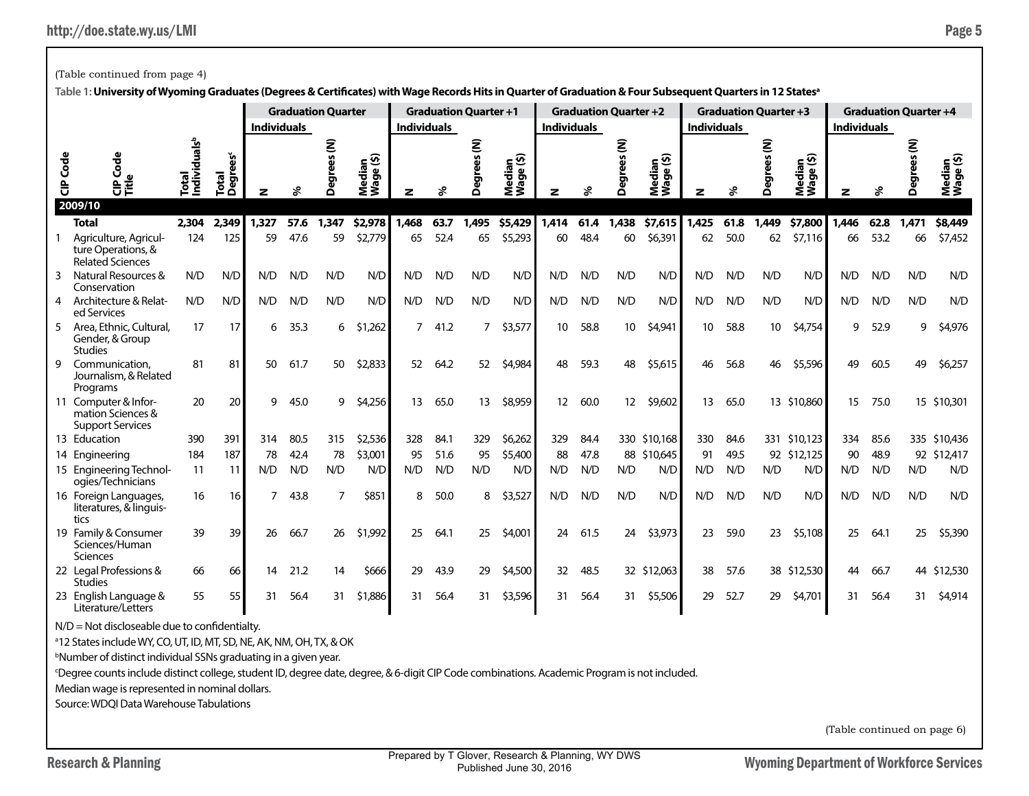(Table continued from page 4)

**Table 1: University of Wyoming Graduates (Degrees & Certificates) with Wage Records Hits in Quarter of Graduation & Four Subsequent Quarters in 12 States[a]**

| | | | | Graduation Quarter | | | | Graduation Quarter +1 | | | | Graduation Quarter +2 | | | | Graduation Quarter +3 | | | | Graduation Quarter +4 | | | |
|---|---|---|---|---|---|---|---|---|---|---|---|---|---|---|---|---|---|---|---|---|---|---|---|
| | | | | Individuals | | | | Individuals | | | | Individuals | | | | Individuals | | | | Individuals | | | |
| CIP Code | CIP Code Title | Total Individuals[b] | Total Degrees[c] | N | % | Degrees (N) | Median Wage ($) | N | % | Degrees (N) | Median Wage ($) | N | % | Degrees (N) | Median Wage ($) | N | % | Degrees (N) | Median Wage ($) | N | % | Degrees (N) | Median Wage ($) |
| **2009/10** | | | | | | | | | | | | | | | | | | | | | | | |
| | **Total** | **2,304** | **2,349** | **1,327** | **57.6** | **1,347** | **$2,978** | **1,468** | **63.7** | **1,495** | **$5,429** | **1,414** | **61.4** | **1,438** | **$7,615** | **1,425** | **61.8** | **1,449** | **$7,800** | **1,446** | **62.8** | **1,471** | **$8,449** |
| 1 | Agriculture, Agriculture Operations, & Related Sciences | 124 | 125 | 59 | 47.6 | 59 | $2,779 | 65 | 52.4 | 65 | $5,293 | 60 | 48.4 | 60 | $6,391 | 62 | 50.0 | 62 | $7,116 | 66 | 53.2 | 66 | $7,452 |
| 3 | Natural Resources & Conservation | N/D | N/D | N/D | N/D | N/D | N/D | N/D | N/D | N/D | N/D | N/D | N/D | N/D | N/D | N/D | N/D | N/D | N/D | N/D | N/D | N/D | N/D |
| 4 | Architecture & Related Services | N/D | N/D | N/D | N/D | N/D | N/D | N/D | N/D | N/D | N/D | N/D | N/D | N/D | N/D | N/D | N/D | N/D | N/D | N/D | N/D | N/D | N/D |
| 5 | Area, Ethnic, Cultural, Gender, & Group Studies | 17 | 17 | 6 | 35.3 | 6 | $1,262 | 7 | 41.2 | 7 | $3,577 | 10 | 58.8 | 10 | $4,941 | 10 | 58.8 | 10 | $4,754 | 9 | 52.9 | 9 | $4,976 |
| 9 | Communication, Journalism, & Related Programs | 81 | 81 | 50 | 61.7 | 50 | $2,833 | 52 | 64.2 | 52 | $4,984 | 48 | 59.3 | 48 | $5,615 | 46 | 56.8 | 46 | $5,596 | 49 | 60.5 | 49 | $6,257 |
| 11 | Computer & Information Sciences & Support Services | 20 | 20 | 9 | 45.0 | 9 | $4,256 | 13 | 65.0 | 13 | $8,959 | 12 | 60.0 | 12 | $9,602 | 13 | 65.0 | 13 | $10,860 | 15 | 75.0 | 15 | $10,301 |
| 13 | Education | 390 | 391 | 314 | 80.5 | 315 | $2,536 | 328 | 84.1 | 329 | $6,262 | 329 | 84.4 | 330 | $10,168 | 330 | 84.6 | 331 | $10,123 | 334 | 85.6 | 335 | $10,436 |
| 14 | Engineering | 184 | 187 | 78 | 42.4 | 78 | $3,001 | 95 | 51.6 | 95 | $5,400 | 88 | 47.8 | 88 | $10,645 | 91 | 49.5 | 92 | $12,125 | 90 | 48.9 | 92 | $12,417 |
| 15 | Engineering Technologies/Technicians | 11 | 11 | N/D | N/D | N/D | N/D | N/D | N/D | N/D | N/D | N/D | N/D | N/D | N/D | N/D | N/D | N/D | N/D | N/D | N/D | N/D | N/D |
| 16 | Foreign Languages, literatures, & linguistics | 16 | 16 | 7 | 43.8 | 7 | $851 | 8 | 50.0 | 8 | $3,527 | N/D | N/D | N/D | N/D | N/D | N/D | N/D | N/D | N/D | N/D | N/D | N/D |
| 19 | Family & Consumer Sciences/Human Sciences | 39 | 39 | 26 | 66.7 | 26 | $1,992 | 25 | 64.1 | 25 | $4,001 | 24 | 61.5 | 24 | $3,973 | 23 | 59.0 | 23 | $5,108 | 25 | 64.1 | 25 | $5,390 |
| 22 | Legal Professions & Studies | 66 | 66 | 14 | 21.2 | 14 | $666 | 29 | 43.9 | 29 | $4,500 | 32 | 48.5 | 32 | $12,063 | 38 | 57.6 | 38 | $12,530 | 44 | 66.7 | 44 | $12,530 |
| 23 | English Language & Literature/Letters | 55 | 55 | 31 | 56.4 | 31 | $1,886 | 31 | 56.4 | 31 | $3,596 | 31 | 56.4 | 31 | $5,506 | 29 | 52.7 | 29 | $4,701 | 31 | 56.4 | 31 | $4,914 |

N/D = Not discloseable due to confidentialty.

[a]12 States include WY, CO, UT, ID, MT, SD, NE, AK, NM, OH, TX, & OK

[b]Number of distinct individual SSNs graduating in a given year.

[c]Degree counts include distinct college, student ID, degree date, degree, & 6-digit CIP Code combinations. Academic Program is not included.

Median wage is represented in nominal dollars.

Source: WDQI Data Warehouse Tabulations

(Table continued on page 6)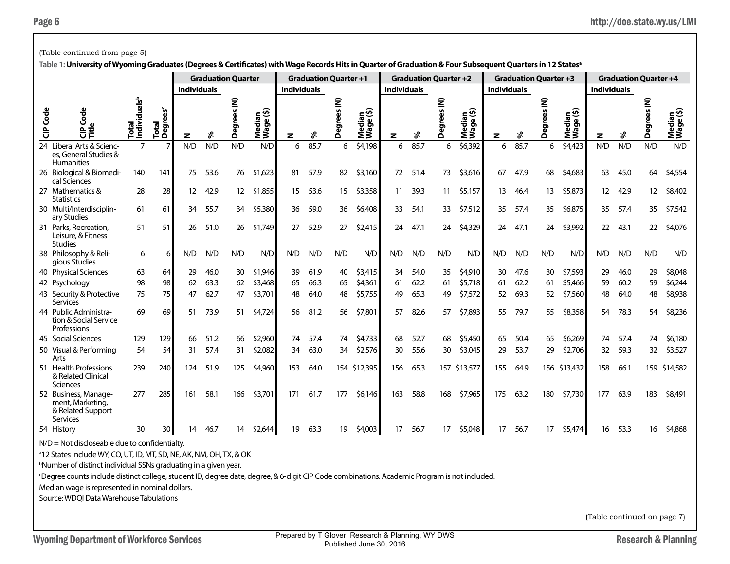(Table continued from page 5)

**Table 1: University of Wyoming Graduates (Degrees & Certificates) with Wage Records Hits in Quarter of Graduation & Four Subsequent Quarters in 12 States[a]**

| | | | | Graduation Quarter | | | | Graduation Quarter +1 | | | | Graduation Quarter +2 | | | | Graduation Quarter +3 | | | | Graduation Quarter +4 | | | |
|---|---|---|---|---|---|---|---|---|---|---|---|---|---|---|---|---|---|---|---|---|---|---|---|
| | | | | Individuals | | | | Individuals | | | | Individuals | | | | Individuals | | | | Individuals | | | |
| CIP Code | CIP Code Title | Total Individuals[b] | Total Degrees[c] | N | % | Degrees (N) | Median Wage ($) | N | % | Degrees (N) | Median Wage ($) | N | % | Degrees (N) | Median Wage ($) | N | % | Degrees (N) | Median Wage ($) | N | % | Degrees (N) | Median Wage ($) |
| 24 | Liberal Arts & Sciences, General Studies & Humanities | 7 | 7 | N/D | N/D | N/D | N/D | 6 | 85.7 | 6 | $4,198 | 6 | 85.7 | 6 | $6,392 | 6 | 85.7 | 6 | $4,423 | N/D | N/D | N/D | N/D |
| 26 | Biological & Biomedical Sciences | 140 | 141 | 75 | 53.6 | 76 | $1,623 | 81 | 57.9 | 82 | $3,160 | 72 | 51.4 | 73 | $3,616 | 67 | 47.9 | 68 | $4,683 | 63 | 45.0 | 64 | $4,554 |
| 27 | Mathematics & Statistics | 28 | 28 | 12 | 42.9 | 12 | $1,855 | 15 | 53.6 | 15 | $3,358 | 11 | 39.3 | 11 | $5,157 | 13 | 46.4 | 13 | $5,873 | 12 | 42.9 | 12 | $8,402 |
| 30 | Multi/Interdisciplinary Studies | 61 | 61 | 34 | 55.7 | 34 | $5,380 | 36 | 59.0 | 36 | $6,408 | 33 | 54.1 | 33 | $7,512 | 35 | 57.4 | 35 | $6,875 | 35 | 57.4 | 35 | $7,542 |
| 31 | Parks, Recreation, Leisure, & Fitness Studies | 51 | 51 | 26 | 51.0 | 26 | $1,749 | 27 | 52.9 | 27 | $2,415 | 24 | 47.1 | 24 | $4,329 | 24 | 47.1 | 24 | $3,992 | 22 | 43.1 | 22 | $4,076 |
| 38 | Philosophy & Religious Studies | 6 | 6 | N/D | N/D | N/D | N/D | N/D | N/D | N/D | N/D | N/D | N/D | N/D | N/D | N/D | N/D | N/D | N/D | N/D | N/D | N/D | N/D |
| 40 | Physical Sciences | 63 | 64 | 29 | 46.0 | 30 | $1,946 | 39 | 61.9 | 40 | $3,415 | 34 | 54.0 | 35 | $4,910 | 30 | 47.6 | 30 | $7,593 | 29 | 46.0 | 29 | $8,048 |
| 42 | Psychology | 98 | 98 | 62 | 63.3 | 62 | $3,468 | 65 | 66.3 | 65 | $4,361 | 61 | 62.2 | 61 | $5,718 | 61 | 62.2 | 61 | $5,466 | 59 | 60.2 | 59 | $6,244 |
| 43 | Security & Protective Services | 75 | 75 | 47 | 62.7 | 47 | $3,701 | 48 | 64.0 | 48 | $5,755 | 49 | 65.3 | 49 | $7,572 | 52 | 69.3 | 52 | $7,560 | 48 | 64.0 | 48 | $8,938 |
| 44 | Public Administration & Social Service Professions | 69 | 69 | 51 | 73.9 | 51 | $4,724 | 56 | 81.2 | 56 | $7,801 | 57 | 82.6 | 57 | $7,893 | 55 | 79.7 | 55 | $8,358 | 54 | 78.3 | 54 | $8,236 |
| 45 | Social Sciences | 129 | 129 | 66 | 51.2 | 66 | $2,960 | 74 | 57.4 | 74 | $4,733 | 68 | 52.7 | 68 | $5,450 | 65 | 50.4 | 65 | $6,269 | 74 | 57.4 | 74 | $6,180 |
| 50 | Visual & Performing Arts | 54 | 54 | 31 | 57.4 | 31 | $2,082 | 34 | 63.0 | 34 | $2,576 | 30 | 55.6 | 30 | $3,045 | 29 | 53.7 | 29 | $2,706 | 32 | 59.3 | 32 | $3,527 |
| 51 | Health Professions & Related Clinical Sciences | 239 | 240 | 124 | 51.9 | 125 | $4,960 | 153 | 64.0 | 154 | $12,395 | 156 | 65.3 | 157 | $13,577 | 155 | 64.9 | 156 | $13,432 | 158 | 66.1 | 159 | $14,582 |
| 52 | Business, Management, Marketing, & Related Support Services | 277 | 285 | 161 | 58.1 | 166 | $3,701 | 171 | 61.7 | 177 | $6,146 | 163 | 58.8 | 168 | $7,965 | 175 | 63.2 | 180 | $7,730 | 177 | 63.9 | 183 | $8,491 |
| 54 | History | 30 | 30 | 14 | 46.7 | 14 | $2,644 | 19 | 63.3 | 19 | $4,003 | 17 | 56.7 | 17 | $5,048 | 17 | 56.7 | 17 | $5,474 | 16 | 53.3 | 16 | $4,868 |

N/D = Not discloseable due to confidentialty.

[a]12 States include WY, CO, UT, ID, MT, SD, NE, AK, NM, OH, TX, & OK

[b]Number of distinct individual SSNs graduating in a given year.

[c]Degree counts include distinct college, student ID, degree date, degree, & 6-digit CIP Code combinations. Academic Program is not included.

Median wage is represented in nominal dollars.

Source: WDQI Data Warehouse Tabulations

(Table continued on page 7)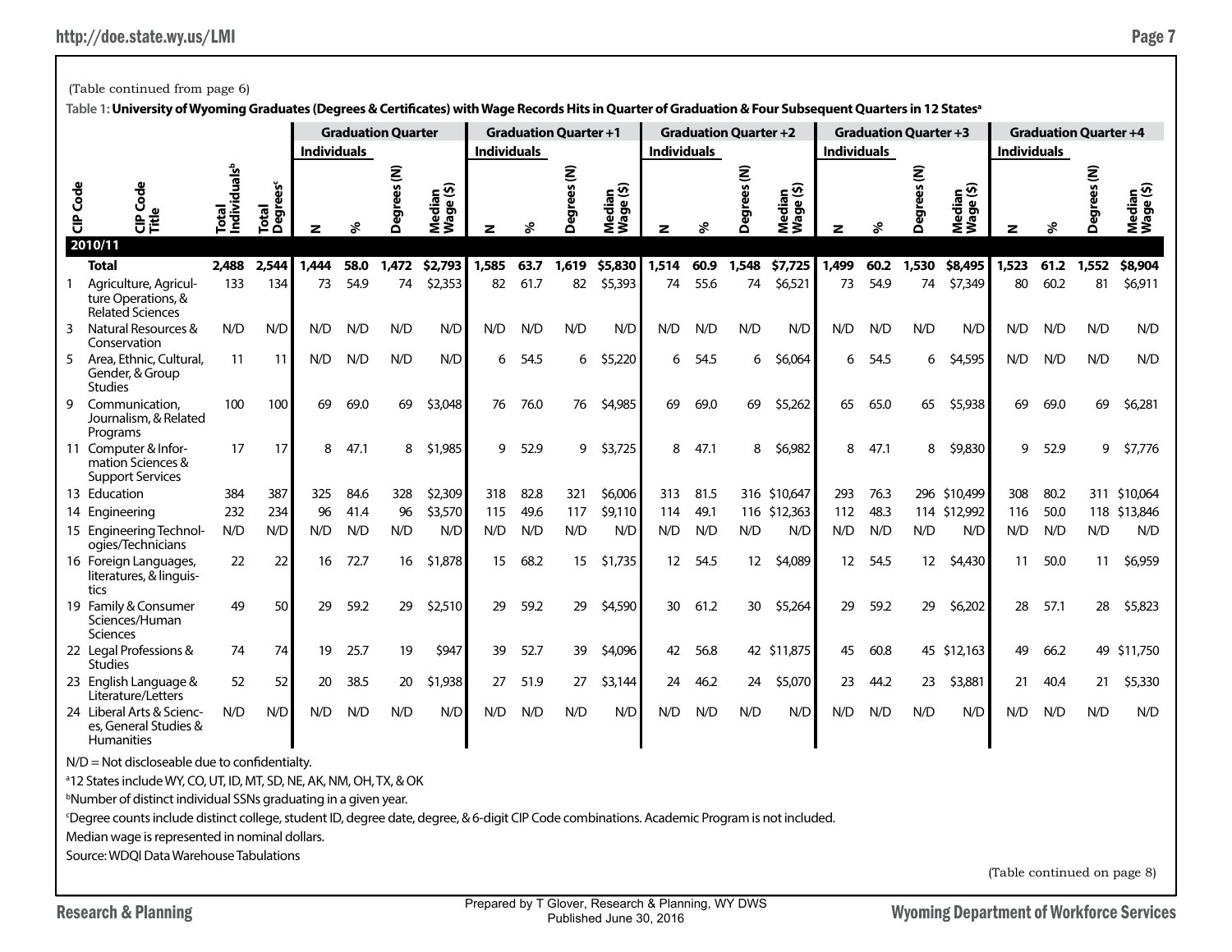(Table continued from page 6)

**Table 1: University of Wyoming Graduates (Degrees & Certificates) with Wage Records Hits in Quarter of Graduation & Four Subsequent Quarters in 12 States[a]**

| | | | | Graduation Quarter | | | | Graduation Quarter +1 | | | | Graduation Quarter +2 | | | | Graduation Quarter +3 | | | | Graduation Quarter +4 | | | |
|---|---|---|---|---|---|---|---|---|---|---|---|---|---|---|---|---|---|---|---|---|---|---|---|
| | | | | Individuals | | | | Individuals | | | | Individuals | | | | Individuals | | | | Individuals | | | |
| CIP Code | CIP Code Title | Total Individuals[b] | Total Degrees[c] | N | % | Degrees (N) | Median Wage ($) | N | % | Degrees (N) | Median Wage ($) | N | % | Degrees (N) | Median Wage ($) | N | % | Degrees (N) | Median Wage ($) | N | % | Degrees (N) | Median Wage ($) |
| **2010/11** | | | | | | | | | | | | | | | | | | | | | | | |
| | **Total** | **2,488** | **2,544** | **1,444** | **58.0** | **1,472** | **$2,793** | **1,585** | **63.7** | **1,619** | **$5,830** | **1,514** | **60.9** | **1,548** | **$7,725** | **1,499** | **60.2** | **1,530** | **$8,495** | **1,523** | **61.2** | **1,552** | **$8,904** |
| 1 | Agriculture, Agriculture Operations, & Related Sciences | 133 | 134 | 73 | 54.9 | 74 | $2,353 | 82 | 61.7 | 82 | $5,393 | 74 | 55.6 | 74 | $6,521 | 73 | 54.9 | 74 | $7,349 | 80 | 60.2 | 81 | $6,911 |
| 3 | Natural Resources & Conservation | N/D | N/D | N/D | N/D | N/D | N/D | N/D | N/D | N/D | N/D | N/D | N/D | N/D | N/D | N/D | N/D | N/D | N/D | N/D | N/D | N/D | N/D |
| 5 | Area, Ethnic, Cultural, Gender, & Group Studies | 11 | 11 | N/D | N/D | N/D | N/D | 6 | 54.5 | 6 | $5,220 | 6 | 54.5 | 6 | $6,064 | 6 | 54.5 | 6 | $4,595 | N/D | N/D | N/D | N/D |
| 9 | Communication, Journalism, & Related Programs | 100 | 100 | 69 | 69.0 | 69 | $3,048 | 76 | 76.0 | 76 | $4,985 | 69 | 69.0 | 69 | $5,262 | 65 | 65.0 | 65 | $5,938 | 69 | 69.0 | 69 | $6,281 |
| 11 | Computer & Information Sciences & Support Services | 17 | 17 | 8 | 47.1 | 8 | $1,985 | 9 | 52.9 | 9 | $3,725 | 8 | 47.1 | 8 | $6,982 | 8 | 47.1 | 8 | $9,830 | 9 | 52.9 | 9 | $7,776 |
| 13 | Education | 384 | 387 | 325 | 84.6 | 328 | $2,309 | 318 | 82.8 | 321 | $6,006 | 313 | 81.5 | 316 | $10,647 | 293 | 76.3 | 296 | $10,499 | 308 | 80.2 | 311 | $10,064 |
| 14 | Engineering | 232 | 234 | 96 | 41.4 | 96 | $3,570 | 115 | 49.6 | 117 | $9,110 | 114 | 49.1 | 116 | $12,363 | 112 | 48.3 | 114 | $12,992 | 116 | 50.0 | 118 | $13,846 |
| 15 | Engineering Technologies/Technicians | N/D | N/D | N/D | N/D | N/D | N/D | N/D | N/D | N/D | N/D | N/D | N/D | N/D | N/D | N/D | N/D | N/D | N/D | N/D | N/D | N/D | N/D |
| 16 | Foreign Languages, literatures, & linguistics | 22 | 22 | 16 | 72.7 | 16 | $1,878 | 15 | 68.2 | 15 | $1,735 | 12 | 54.5 | 12 | $4,089 | 12 | 54.5 | 12 | $4,430 | 11 | 50.0 | 11 | $6,959 |
| 19 | Family & Consumer Sciences/Human Sciences | 49 | 50 | 29 | 59.2 | 29 | $2,510 | 29 | 59.2 | 29 | $4,590 | 30 | 61.2 | 30 | $5,264 | 29 | 59.2 | 29 | $6,202 | 28 | 57.1 | 28 | $5,823 |
| 22 | Legal Professions & Studies | 74 | 74 | 19 | 25.7 | 19 | $947 | 39 | 52.7 | 39 | $4,096 | 42 | 56.8 | 42 | $11,875 | 45 | 60.8 | 45 | $12,163 | 49 | 66.2 | 49 | $11,750 |
| 23 | English Language & Literature/Letters | 52 | 52 | 20 | 38.5 | 20 | $1,938 | 27 | 51.9 | 27 | $3,144 | 24 | 46.2 | 24 | $5,070 | 23 | 44.2 | 23 | $3,881 | 21 | 40.4 | 21 | $5,330 |
| 24 | Liberal Arts & Sciences, General Studies & Humanities | N/D | N/D | N/D | N/D | N/D | N/D | N/D | N/D | N/D | N/D | N/D | N/D | N/D | N/D | N/D | N/D | N/D | N/D | N/D | N/D | N/D | N/D |

N/D = Not discloseable due to confidentialty.

[a]12 States include WY, CO, UT, ID, MT, SD, NE, AK, NM, OH, TX, & OK

[b]Number of distinct individual SSNs graduating in a given year.

[c]Degree counts include distinct college, student ID, degree date, degree, & 6-digit CIP Code combinations. Academic Program is not included.

Median wage is represented in nominal dollars.

Source: WDQI Data Warehouse Tabulations

(Table continued on page 8)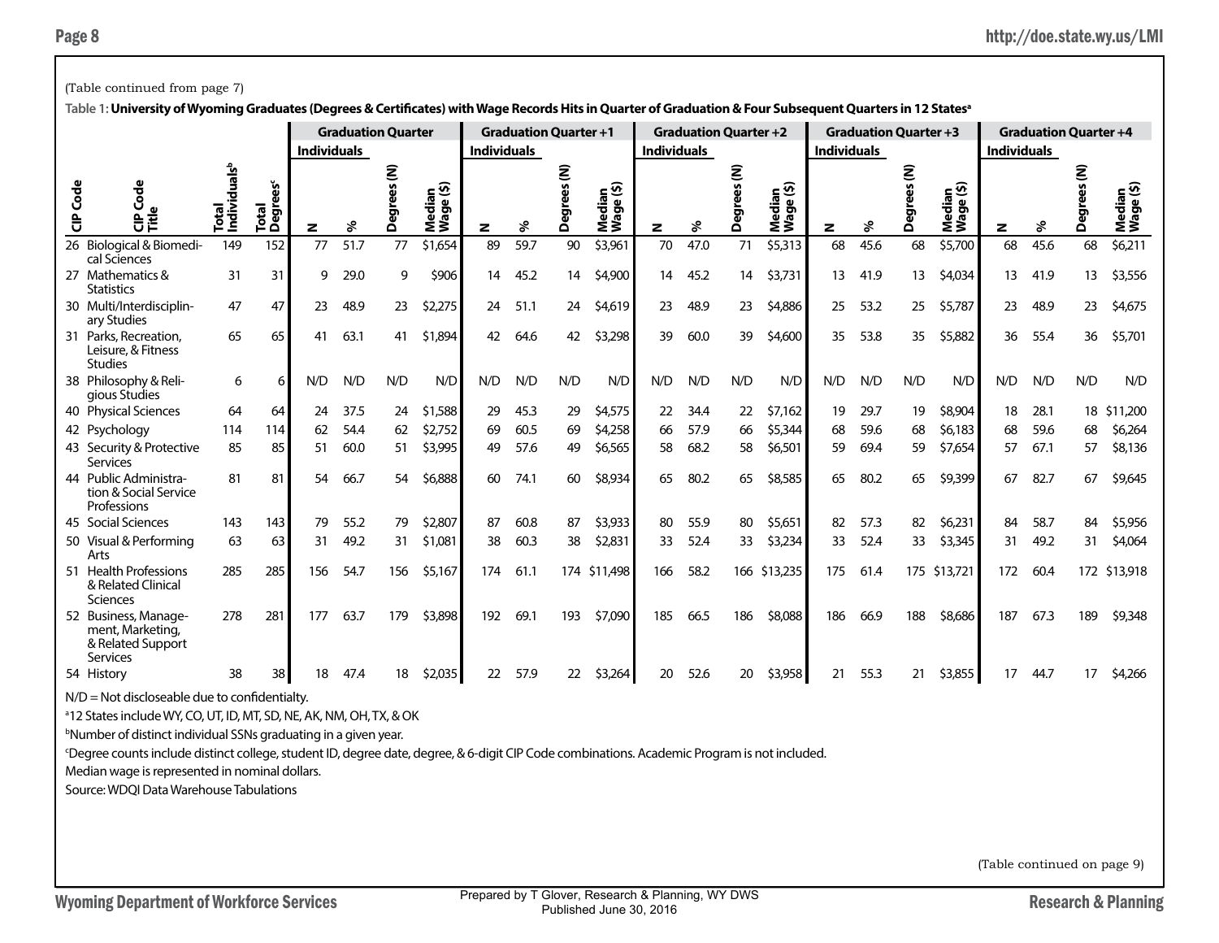(Table continued from page 7)

**Table 1: University of Wyoming Graduates (Degrees & Certificates) with Wage Records Hits in Quarter of Graduation & Four Subsequent Quarters in 12 States[a]**

| | | | | Graduation Quarter | | | | Graduation Quarter +1 | | | | Graduation Quarter +2 | | | | Graduation Quarter +3 | | | | Graduation Quarter +4 | | | |
|---|---|---|---|---|---|---|---|---|---|---|---|---|---|---|---|---|---|---|---|---|---|---|---|
| | | | | Individuals | | | | Individuals | | | | Individuals | | | | Individuals | | | | Individuals | | | |
| CIP Code | CIP Code Title | Total Individuals[b] | Total Degrees[c] | N | % | Degrees (N) | Median Wage ($) | N | % | Degrees (N) | Median Wage ($) | N | % | Degrees (N) | Median Wage ($) | N | % | Degrees (N) | Median Wage ($) | N | % | Degrees (N) | Median Wage ($) |
| 26 | Biological & Biomedical Sciences | 149 | 152 | 77 | 51.7 | 77 | $1,654 | 89 | 59.7 | 90 | $3,961 | 70 | 47.0 | 71 | $5,313 | 68 | 45.6 | 68 | $5,700 | 68 | 45.6 | 68 | $6,211 |
| 27 | Mathematics & Statistics | 31 | 31 | 9 | 29.0 | 9 | $906 | 14 | 45.2 | 14 | $4,900 | 14 | 45.2 | 14 | $3,731 | 13 | 41.9 | 13 | $4,034 | 13 | 41.9 | 13 | $3,556 |
| 30 | Multi/Interdisciplinary Studies | 47 | 47 | 23 | 48.9 | 23 | $2,275 | 24 | 51.1 | 24 | $4,619 | 23 | 48.9 | 23 | $4,886 | 25 | 53.2 | 25 | $5,787 | 23 | 48.9 | 23 | $4,675 |
| 31 | Parks, Recreation, Leisure, & Fitness Studies | 65 | 65 | 41 | 63.1 | 41 | $1,894 | 42 | 64.6 | 42 | $3,298 | 39 | 60.0 | 39 | $4,600 | 35 | 53.8 | 35 | $5,882 | 36 | 55.4 | 36 | $5,701 |
| 38 | Philosophy & Religious Studies | 6 | 6 | N/D | N/D | N/D | N/D | N/D | N/D | N/D | N/D | N/D | N/D | N/D | N/D | N/D | N/D | N/D | N/D | N/D | N/D | N/D | N/D |
| 40 | Physical Sciences | 64 | 64 | 24 | 37.5 | 24 | $1,588 | 29 | 45.3 | 29 | $4,575 | 22 | 34.4 | 22 | $7,162 | 19 | 29.7 | 19 | $8,904 | 18 | 28.1 | 18 | $11,200 |
| 42 | Psychology | 114 | 114 | 62 | 54.4 | 62 | $2,752 | 69 | 60.5 | 69 | $4,258 | 66 | 57.9 | 66 | $5,344 | 68 | 59.6 | 68 | $6,183 | 68 | 59.6 | 68 | $6,264 |
| 43 | Security & Protective Services | 85 | 85 | 51 | 60.0 | 51 | $3,995 | 49 | 57.6 | 49 | $6,565 | 58 | 68.2 | 58 | $6,501 | 59 | 69.4 | 59 | $7,654 | 57 | 67.1 | 57 | $8,136 |
| 44 | Public Administration & Social Service Professions | 81 | 81 | 54 | 66.7 | 54 | $6,888 | 60 | 74.1 | 60 | $8,934 | 65 | 80.2 | 65 | $8,585 | 65 | 80.2 | 65 | $9,399 | 67 | 82.7 | 67 | $9,645 |
| 45 | Social Sciences | 143 | 143 | 79 | 55.2 | 79 | $2,807 | 87 | 60.8 | 87 | $3,933 | 80 | 55.9 | 80 | $5,651 | 82 | 57.3 | 82 | $6,231 | 84 | 58.7 | 84 | $5,956 |
| 50 | Visual & Performing Arts | 63 | 63 | 31 | 49.2 | 31 | $1,081 | 38 | 60.3 | 38 | $2,831 | 33 | 52.4 | 33 | $3,234 | 33 | 52.4 | 33 | $3,345 | 31 | 49.2 | 31 | $4,064 |
| 51 | Health Professions & Related Clinical Sciences | 285 | 285 | 156 | 54.7 | 156 | $5,167 | 174 | 61.1 | 174 | $11,498 | 166 | 58.2 | 166 | $13,235 | 175 | 61.4 | 175 | $13,721 | 172 | 60.4 | 172 | $13,918 |
| 52 | Business, Management, Marketing, & Related Support Services | 278 | 281 | 177 | 63.7 | 179 | $3,898 | 192 | 69.1 | 193 | $7,090 | 185 | 66.5 | 186 | $8,088 | 186 | 66.9 | 188 | $8,686 | 187 | 67.3 | 189 | $9,348 |
| 54 | History | 38 | 38 | 18 | 47.4 | 18 | $2,035 | 22 | 57.9 | 22 | $3,264 | 20 | 52.6 | 20 | $3,958 | 21 | 55.3 | 21 | $3,855 | 17 | 44.7 | 17 | $4,266 |

N/D = Not discloseable due to confidentialty.

[a]12 States include WY, CO, UT, ID, MT, SD, NE, AK, NM, OH, TX, & OK

[b]Number of distinct individual SSNs graduating in a given year.

[c]Degree counts include distinct college, student ID, degree date, degree, & 6-digit CIP Code combinations. Academic Program is not included.

Median wage is represented in nominal dollars.

Source: WDQI Data Warehouse Tabulations

(Table continued on page 9)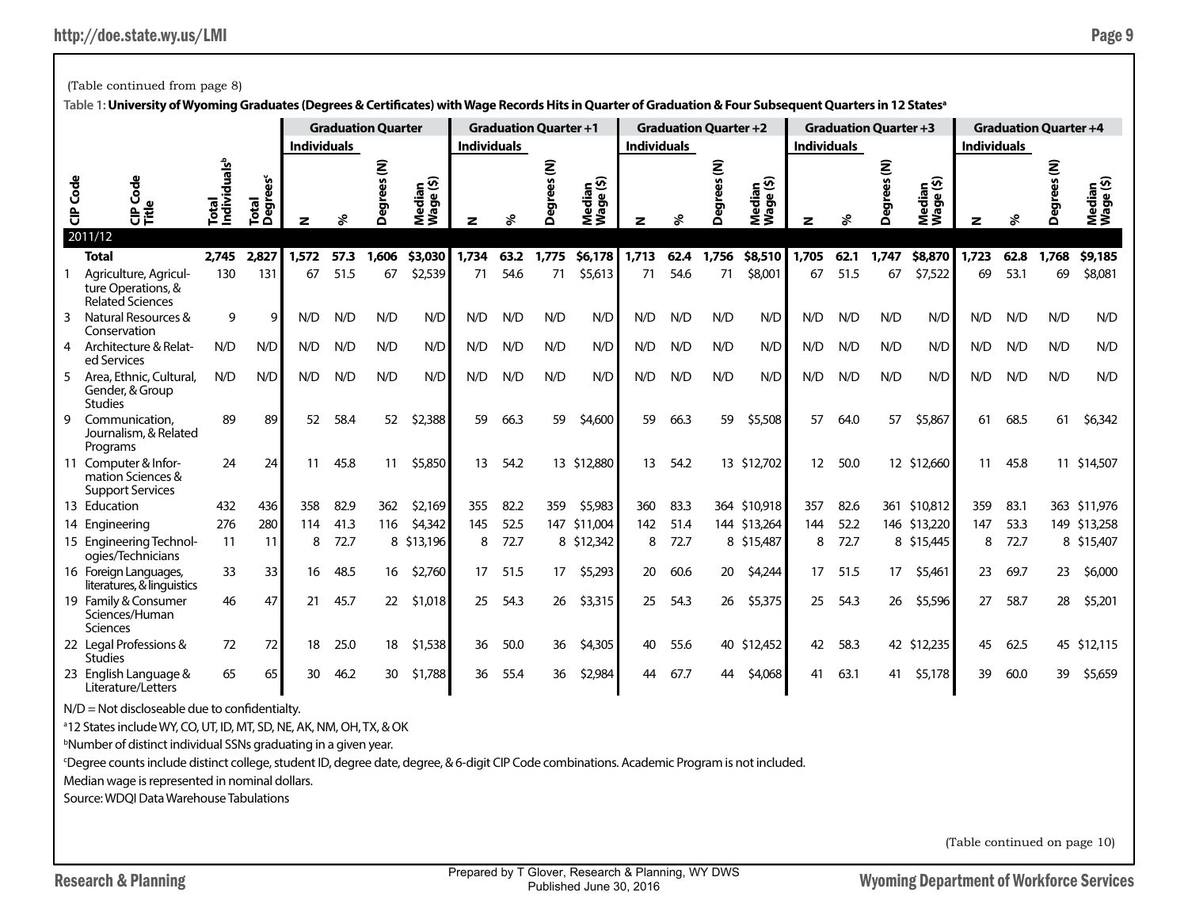(Table continued from page 8)

**Table 1: University of Wyoming Graduates (Degrees & Certificates) with Wage Records Hits in Quarter of Graduation & Four Subsequent Quarters in 12 States[a]**

| | | | | Graduation Quarter | | | | Graduation Quarter +1 | | | | Graduation Quarter +2 | | | | Graduation Quarter +3 | | | | Graduation Quarter +4 | | | |
|---|---|---|---|---|---|---|---|---|---|---|---|---|---|---|---|---|---|---|---|---|---|---|---|
| | | | | Individuals | | | | Individuals | | | | Individuals | | | | Individuals | | | | Individuals | | | |
| CIP Code | CIP Code Title | Total Individuals[b] | Total Degrees[c] | N | % | Degrees (N) | Median Wage ($) | N | % | Degrees (N) | Median Wage ($) | N | % | Degrees (N) | Median Wage ($) | N | % | Degrees (N) | Median Wage ($) | N | % | Degrees (N) | Median Wage ($) |
| 2011/12 | | | | | | | | | | | | | | | | | | | | | | | |
| | **Total** | **2,745** | **2,827** | **1,572** | **57.3** | **1,606** | **$3,030** | **1,734** | **63.2** | **1,775** | **$6,178** | **1,713** | **62.4** | **1,756** | **$8,510** | **1,705** | **62.1** | **1,747** | **$8,870** | **1,723** | **62.8** | **1,768** | **$9,185** |
| 1 | Agriculture, Agriculture Operations, & Related Sciences | 130 | 131 | 67 | 51.5 | 67 | $2,539 | 71 | 54.6 | 71 | $5,613 | 71 | 54.6 | 71 | $8,001 | 67 | 51.5 | 67 | $7,522 | 69 | 53.1 | 69 | $8,081 |
| 3 | Natural Resources & Conservation | 9 | 9 | N/D | N/D | N/D | N/D | N/D | N/D | N/D | N/D | N/D | N/D | N/D | N/D | N/D | N/D | N/D | N/D | N/D | N/D | N/D | N/D |
| 4 | Architecture & Related Services | N/D | N/D | N/D | N/D | N/D | N/D | N/D | N/D | N/D | N/D | N/D | N/D | N/D | N/D | N/D | N/D | N/D | N/D | N/D | N/D | N/D | N/D |
| 5 | Area, Ethnic, Cultural, Gender, & Group Studies | N/D | N/D | N/D | N/D | N/D | N/D | N/D | N/D | N/D | N/D | N/D | N/D | N/D | N/D | N/D | N/D | N/D | N/D | N/D | N/D | N/D | N/D |
| 9 | Communication, Journalism, & Related Programs | 89 | 89 | 52 | 58.4 | 52 | $2,388 | 59 | 66.3 | 59 | $4,600 | 59 | 66.3 | 59 | $5,508 | 57 | 64.0 | 57 | $5,867 | 61 | 68.5 | 61 | $6,342 |
| 11 | Computer & Information Sciences & Support Services | 24 | 24 | 11 | 45.8 | 11 | $5,850 | 13 | 54.2 | 13 | $12,880 | 13 | 54.2 | 13 | $12,702 | 12 | 50.0 | 12 | $12,660 | 11 | 45.8 | 11 | $14,507 |
| 13 | Education | 432 | 436 | 358 | 82.9 | 362 | $2,169 | 355 | 82.2 | 359 | $5,983 | 360 | 83.3 | 364 | $10,918 | 357 | 82.6 | 361 | $10,812 | 359 | 83.1 | 363 | $11,976 |
| 14 | Engineering | 276 | 280 | 114 | 41.3 | 116 | $4,342 | 145 | 52.5 | 147 | $11,004 | 142 | 51.4 | 144 | $13,264 | 144 | 52.2 | 146 | $13,220 | 147 | 53.3 | 149 | $13,258 |
| 15 | Engineering Technologies/Technicians | 11 | 11 | 8 | 72.7 | 8 | $13,196 | 8 | 72.7 | 8 | $12,342 | 8 | 72.7 | 8 | $15,487 | 8 | 72.7 | 8 | $15,445 | 8 | 72.7 | 8 | $15,407 |
| 16 | Foreign Languages, literatures, & linguistics | 33 | 33 | 16 | 48.5 | 16 | $2,760 | 17 | 51.5 | 17 | $5,293 | 20 | 60.6 | 20 | $4,244 | 17 | 51.5 | 17 | $5,461 | 23 | 69.7 | 23 | $6,000 |
| 19 | Family & Consumer Sciences/Human Sciences | 46 | 47 | 21 | 45.7 | 22 | $1,018 | 25 | 54.3 | 26 | $3,315 | 25 | 54.3 | 26 | $5,375 | 25 | 54.3 | 26 | $5,596 | 27 | 58.7 | 28 | $5,201 |
| 22 | Legal Professions & Studies | 72 | 72 | 18 | 25.0 | 18 | $1,538 | 36 | 50.0 | 36 | $4,305 | 40 | 55.6 | 40 | $12,452 | 42 | 58.3 | 42 | $12,235 | 45 | 62.5 | 45 | $12,115 |
| 23 | English Language & Literature/Letters | 65 | 65 | 30 | 46.2 | 30 | $1,788 | 36 | 55.4 | 36 | $2,984 | 44 | 67.7 | 44 | $4,068 | 41 | 63.1 | 41 | $5,178 | 39 | 60.0 | 39 | $5,659 |

N/D = Not discloseable due to confidentialty.

[a]12 States include WY, CO, UT, ID, MT, SD, NE, AK, NM, OH, TX, & OK

[b]Number of distinct individual SSNs graduating in a given year.

[c]Degree counts include distinct college, student ID, degree date, degree, & 6-digit CIP Code combinations. Academic Program is not included.

Median wage is represented in nominal dollars.

Source: WDQI Data Warehouse Tabulations

(Table continued on page 10)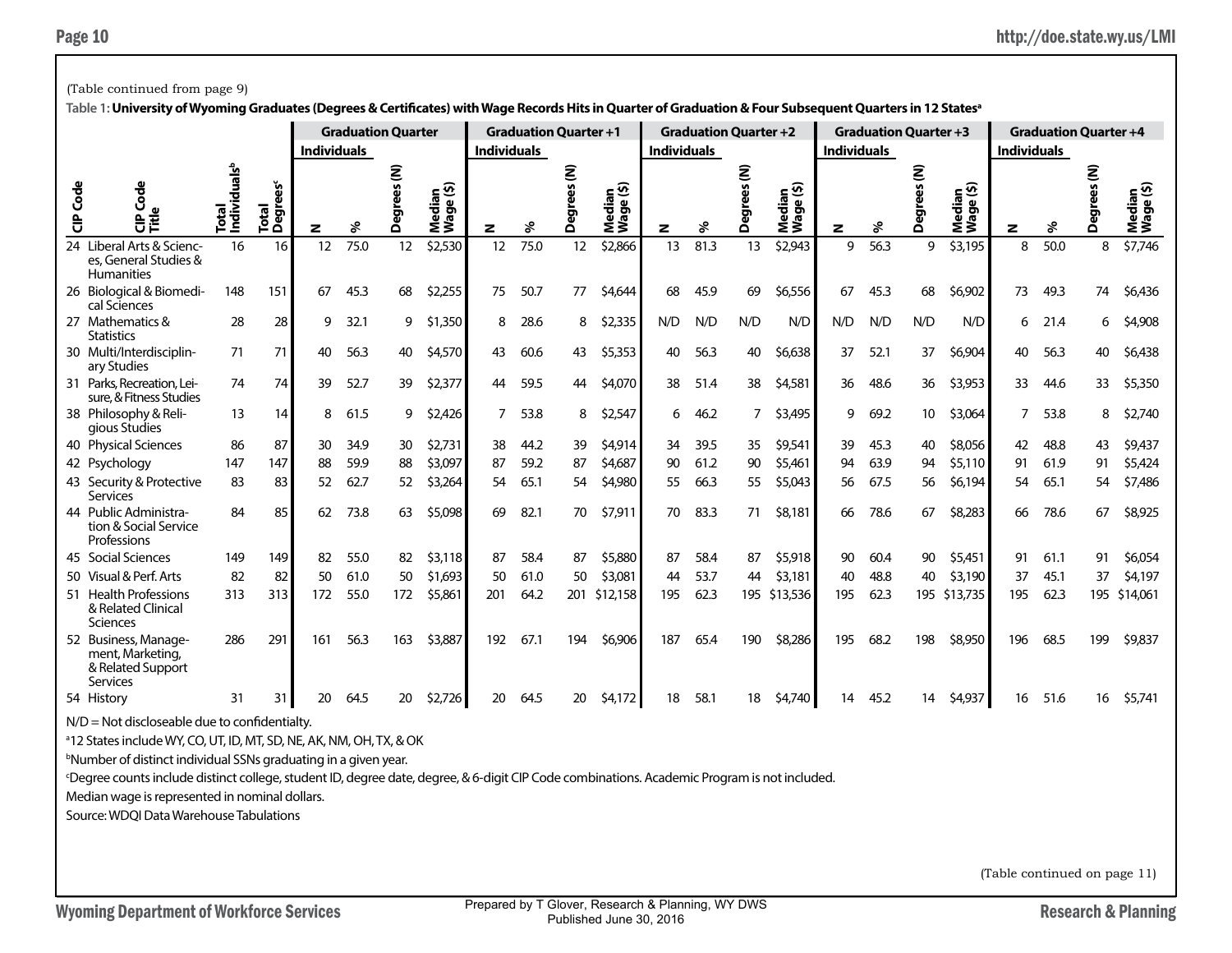(Table continued from page 9)

**Table 1: University of Wyoming Graduates (Degrees & Certificates) with Wage Records Hits in Quarter of Graduation & Four Subsequent Quarters in 12 States[a]**

| | | | | Graduation Quarter | | | | Graduation Quarter +1 | | | | Graduation Quarter +2 | | | | Graduation Quarter +3 | | | | Graduation Quarter +4 | | | |
|---|---|---|---|---|---|---|---|---|---|---|---|---|---|---|---|---|---|---|---|---|---|---|---|
| | | | | Individuals | | | | Individuals | | | | Individuals | | | | Individuals | | | | Individuals | | | |
| CIP Code | CIP Code Title | Total Individuals[b] | Total Degrees[c] | N | % | Degrees (N) | Median Wage ($) | N | % | Degrees (N) | Median Wage ($) | N | % | Degrees (N) | Median Wage ($) | N | % | Degrees (N) | Median Wage ($) | N | % | Degrees (N) | Median Wage ($) |
| 24 | Liberal Arts & Sciences, General Studies & Humanities | 16 | 16 | 12 | 75.0 | 12 | $2,530 | 12 | 75.0 | 12 | $2,866 | 13 | 81.3 | 13 | $2,943 | 9 | 56.3 | 9 | $3,195 | 8 | 50.0 | 8 | $7,746 |
| 26 | Biological & Biomedical Sciences | 148 | 151 | 67 | 45.3 | 68 | $2,255 | 75 | 50.7 | 77 | $4,644 | 68 | 45.9 | 69 | $6,556 | 67 | 45.3 | 68 | $6,902 | 73 | 49.3 | 74 | $6,436 |
| 27 | Mathematics & Statistics | 28 | 28 | 9 | 32.1 | 9 | $1,350 | 8 | 28.6 | 8 | $2,335 | N/D | N/D | N/D | N/D | N/D | N/D | N/D | N/D | 6 | 21.4 | 6 | $4,908 |
| 30 | Multi/Interdisciplinary Studies | 71 | 71 | 40 | 56.3 | 40 | $4,570 | 43 | 60.6 | 43 | $5,353 | 40 | 56.3 | 40 | $6,638 | 37 | 52.1 | 37 | $6,904 | 40 | 56.3 | 40 | $6,438 |
| 31 | Parks, Recreation, Leisure, & Fitness Studies | 74 | 74 | 39 | 52.7 | 39 | $2,377 | 44 | 59.5 | 44 | $4,070 | 38 | 51.4 | 38 | $4,581 | 36 | 48.6 | 36 | $3,953 | 33 | 44.6 | 33 | $5,350 |
| 38 | Philosophy & Religious Studies | 13 | 14 | 8 | 61.5 | 9 | $2,426 | 7 | 53.8 | 8 | $2,547 | 6 | 46.2 | 7 | $3,495 | 9 | 69.2 | 10 | $3,064 | 7 | 53.8 | 8 | $2,740 |
| 40 | Physical Sciences | 86 | 87 | 30 | 34.9 | 30 | $2,731 | 38 | 44.2 | 39 | $4,914 | 34 | 39.5 | 35 | $9,541 | 39 | 45.3 | 40 | $8,056 | 42 | 48.8 | 43 | $9,437 |
| 42 | Psychology | 147 | 147 | 88 | 59.9 | 88 | $3,097 | 87 | 59.2 | 87 | $4,687 | 90 | 61.2 | 90 | $5,461 | 94 | 63.9 | 94 | $5,110 | 91 | 61.9 | 91 | $5,424 |
| 43 | Security & Protective Services | 83 | 83 | 52 | 62.7 | 52 | $3,264 | 54 | 65.1 | 54 | $4,980 | 55 | 66.3 | 55 | $5,043 | 56 | 67.5 | 56 | $6,194 | 54 | 65.1 | 54 | $7,486 |
| 44 | Public Administration & Social Service Professions | 84 | 85 | 62 | 73.8 | 63 | $5,098 | 69 | 82.1 | 70 | $7,911 | 70 | 83.3 | 71 | $8,181 | 66 | 78.6 | 67 | $8,283 | 66 | 78.6 | 67 | $8,925 |
| 45 | Social Sciences | 149 | 149 | 82 | 55.0 | 82 | $3,118 | 87 | 58.4 | 87 | $5,880 | 87 | 58.4 | 87 | $5,918 | 90 | 60.4 | 90 | $5,451 | 91 | 61.1 | 91 | $6,054 |
| 50 | Visual & Perf. Arts | 82 | 82 | 50 | 61.0 | 50 | $1,693 | 50 | 61.0 | 50 | $3,081 | 44 | 53.7 | 44 | $3,181 | 40 | 48.8 | 40 | $3,190 | 37 | 45.1 | 37 | $4,197 |
| 51 | Health Professions & Related Clinical Sciences | 313 | 313 | 172 | 55.0 | 172 | $5,861 | 201 | 64.2 | 201 | $12,158 | 195 | 62.3 | 195 | $13,536 | 195 | 62.3 | 195 | $13,735 | 195 | 62.3 | 195 | $14,061 |
| 52 | Business, Management, Marketing, & Related Support Services | 286 | 291 | 161 | 56.3 | 163 | $3,887 | 192 | 67.1 | 194 | $6,906 | 187 | 65.4 | 190 | $8,286 | 195 | 68.2 | 198 | $8,950 | 196 | 68.5 | 199 | $9,837 |
| 54 | History | 31 | 31 | 20 | 64.5 | 20 | $2,726 | 20 | 64.5 | 20 | $4,172 | 18 | 58.1 | 18 | $4,740 | 14 | 45.2 | 14 | $4,937 | 16 | 51.6 | 16 | $5,741 |

N/D = Not discloseable due to confidentialty.

[a]12 States include WY, CO, UT, ID, MT, SD, NE, AK, NM, OH, TX, & OK

[b]Number of distinct individual SSNs graduating in a given year.

[c]Degree counts include distinct college, student ID, degree date, degree, & 6-digit CIP Code combinations. Academic Program is not included.

Median wage is represented in nominal dollars.

Source: WDQI Data Warehouse Tabulations

(Table continued on page 11)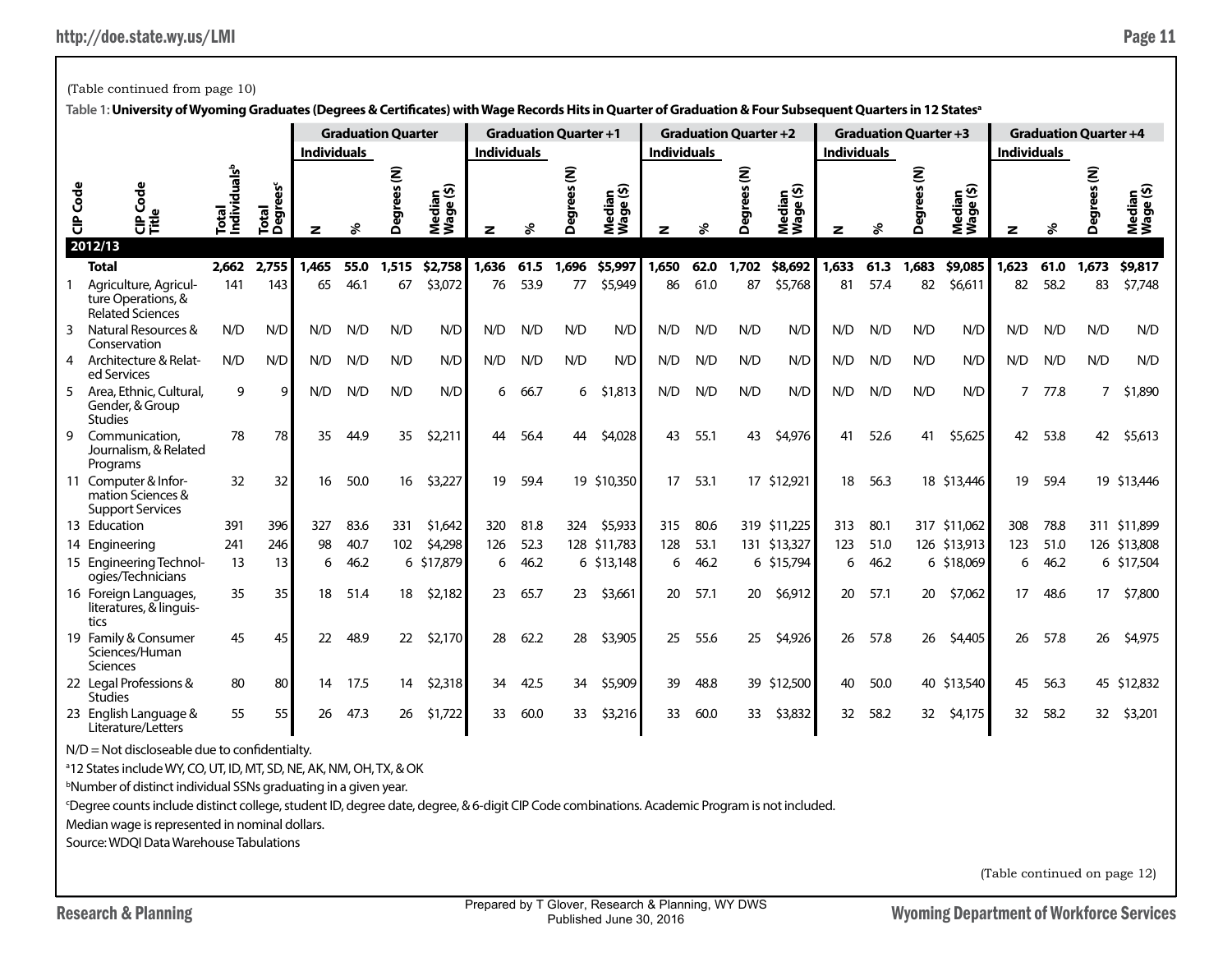(Table continued from page 10)

**Table 1: University of Wyoming Graduates (Degrees & Certificates) with Wage Records Hits in Quarter of Graduation & Four Subsequent Quarters in 12 States[a]**

| | | | | Graduation Quarter | | | | Graduation Quarter +1 | | | | Graduation Quarter +2 | | | | Graduation Quarter +3 | | | | Graduation Quarter +4 | | | |
|---|---|---|---|---|---|---|---|---|---|---|---|---|---|---|---|---|---|---|---|---|---|---|---|
| | | | | Individuals | | | | Individuals | | | | Individuals | | | | Individuals | | | | Individuals | | | |
| CIP Code | CIP Code Title | Total Individuals[b] | Total Degrees[c] | N | % | Degrees (N) | Median Wage ($) | N | % | Degrees (N) | Median Wage ($) | N | % | Degrees (N) | Median Wage ($) | N | % | Degrees (N) | Median Wage ($) | N | % | Degrees (N) | Median Wage ($) |
| **2012/13** | | | | | | | | | | | | | | | | | | | | | | | |
| | **Total** | **2,662** | **2,755** | **1,465** | **55.0** | **1,515** | **$2,758** | **1,636** | **61.5** | **1,696** | **$5,997** | **1,650** | **62.0** | **1,702** | **$8,692** | **1,633** | **61.3** | **1,683** | **$9,085** | **1,623** | **61.0** | **1,673** | **$9,817** |
| 1 | Agriculture, Agriculture Operations, & Related Sciences | 141 | 143 | 65 | 46.1 | 67 | $3,072 | 76 | 53.9 | 77 | $5,949 | 86 | 61.0 | 87 | $5,768 | 81 | 57.4 | 82 | $6,611 | 82 | 58.2 | 83 | $7,748 |
| 3 | Natural Resources & Conservation | N/D | N/D | N/D | N/D | N/D | N/D | N/D | N/D | N/D | N/D | N/D | N/D | N/D | N/D | N/D | N/D | N/D | N/D | N/D | N/D | N/D | N/D |
| 4 | Architecture & Related Services | N/D | N/D | N/D | N/D | N/D | N/D | N/D | N/D | N/D | N/D | N/D | N/D | N/D | N/D | N/D | N/D | N/D | N/D | N/D | N/D | N/D | N/D |
| 5 | Area, Ethnic, Cultural, Gender, & Group Studies | 9 | 9 | N/D | N/D | N/D | N/D | 6 | 66.7 | 6 | $1,813 | N/D | N/D | N/D | N/D | N/D | N/D | N/D | N/D | 7 | 77.8 | 7 | $1,890 |
| 9 | Communication, Journalism, & Related Programs | 78 | 78 | 35 | 44.9 | 35 | $2,211 | 44 | 56.4 | 44 | $4,028 | 43 | 55.1 | 43 | $4,976 | 41 | 52.6 | 41 | $5,625 | 42 | 53.8 | 42 | $5,613 |
| 11 | Computer & Information Sciences & Support Services | 32 | 32 | 16 | 50.0 | 16 | $3,227 | 19 | 59.4 | 19 | $10,350 | 17 | 53.1 | 17 | $12,921 | 18 | 56.3 | 18 | $13,446 | 19 | 59.4 | 19 | $13,446 |
| 13 | Education | 391 | 396 | 327 | 83.6 | 331 | $1,642 | 320 | 81.8 | 324 | $5,933 | 315 | 80.6 | 319 | $11,225 | 313 | 80.1 | 317 | $11,062 | 308 | 78.8 | 311 | $11,899 |
| 14 | Engineering | 241 | 246 | 98 | 40.7 | 102 | $4,298 | 126 | 52.3 | 128 | $11,783 | 128 | 53.1 | 131 | $13,327 | 123 | 51.0 | 126 | $13,913 | 123 | 51.0 | 126 | $13,808 |
| 15 | Engineering Technologies/Technicians | 13 | 13 | 6 | 46.2 | 6 | $17,879 | 6 | 46.2 | 6 | $13,148 | 6 | 46.2 | 6 | $15,794 | 6 | 46.2 | 6 | $18,069 | 6 | 46.2 | 6 | $17,504 |
| 16 | Foreign Languages, literatures, & linguistics | 35 | 35 | 18 | 51.4 | 18 | $2,182 | 23 | 65.7 | 23 | $3,661 | 20 | 57.1 | 20 | $6,912 | 20 | 57.1 | 20 | $7,062 | 17 | 48.6 | 17 | $7,800 |
| 19 | Family & Consumer Sciences/Human Sciences | 45 | 45 | 22 | 48.9 | 22 | $2,170 | 28 | 62.2 | 28 | $3,905 | 25 | 55.6 | 25 | $4,926 | 26 | 57.8 | 26 | $4,405 | 26 | 57.8 | 26 | $4,975 |
| 22 | Legal Professions & Studies | 80 | 80 | 14 | 17.5 | 14 | $2,318 | 34 | 42.5 | 34 | $5,909 | 39 | 48.8 | 39 | $12,500 | 40 | 50.0 | 40 | $13,540 | 45 | 56.3 | 45 | $12,832 |
| 23 | English Language & Literature/Letters | 55 | 55 | 26 | 47.3 | 26 | $1,722 | 33 | 60.0 | 33 | $3,216 | 33 | 60.0 | 33 | $3,832 | 32 | 58.2 | 32 | $4,175 | 32 | 58.2 | 32 | $3,201 |

N/D = Not discloseable due to confidentialty.

[a]12 States include WY, CO, UT, ID, MT, SD, NE, AK, NM, OH, TX, & OK

[b]Number of distinct individual SSNs graduating in a given year.

[c]Degree counts include distinct college, student ID, degree date, degree, & 6-digit CIP Code combinations. Academic Program is not included.

Median wage is represented in nominal dollars.

Source: WDQI Data Warehouse Tabulations

(Table continued on page 12)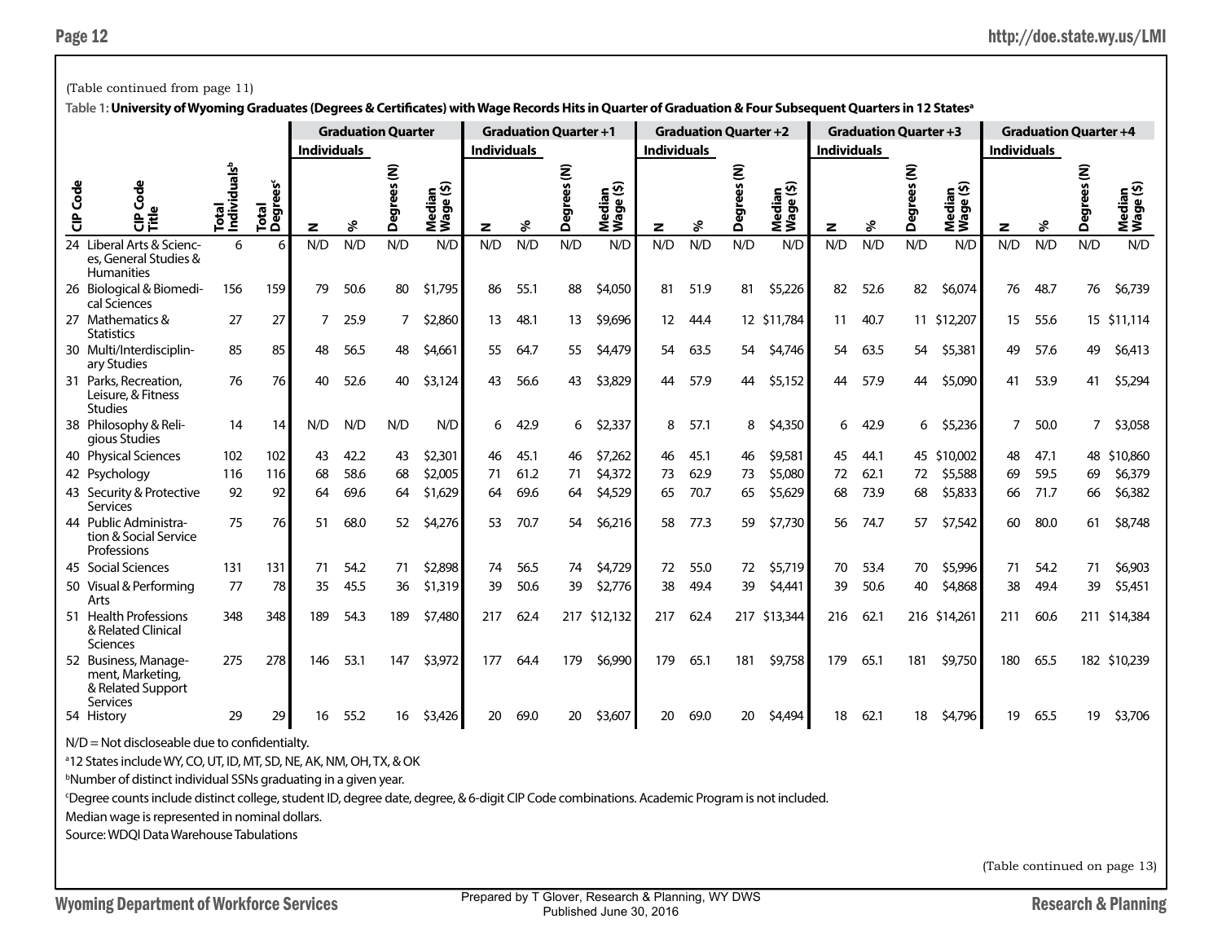(Table continued from page 11)

**Table 1: University of Wyoming Graduates (Degrees & Certificates) with Wage Records Hits in Quarter of Graduation & Four Subsequent Quarters in 12 States[a]**

| | | | | Graduation Quarter | | | | Graduation Quarter +1 | | | | Graduation Quarter +2 | | | | Graduation Quarter +3 | | | | Graduation Quarter +4 | | | |
|---|---|---|---|---|---|---|---|---|---|---|---|---|---|---|---|---|---|---|---|---|---|---|---|
| | | | | Individuals | | | | Individuals | | | | Individuals | | | | Individuals | | | | Individuals | | | |
| CIP Code | CIP Code Title | Total Individuals[b] | Total Degrees[c] | N | % | Degrees (N) | Median Wage ($) | N | % | Degrees (N) | Median Wage ($) | N | % | Degrees (N) | Median Wage ($) | N | % | Degrees (N) | Median Wage ($) | N | % | Degrees (N) | Median Wage ($) |
| 24 | Liberal Arts & Sciences, General Studies & Humanities | 6 | 6 | N/D | N/D | N/D | N/D | N/D | N/D | N/D | N/D | N/D | N/D | N/D | N/D | N/D | N/D | N/D | N/D | N/D | N/D | N/D | N/D |
| 26 | Biological & Biomedical Sciences | 156 | 159 | 79 | 50.6 | 80 | $1,795 | 86 | 55.1 | 88 | $4,050 | 81 | 51.9 | 81 | $5,226 | 82 | 52.6 | 82 | $6,074 | 76 | 48.7 | 76 | $6,739 |
| 27 | Mathematics & Statistics | 27 | 27 | 7 | 25.9 | 7 | $2,860 | 13 | 48.1 | 13 | $9,696 | 12 | 44.4 | 12 | $11,784 | 11 | 40.7 | 11 | $12,207 | 15 | 55.6 | 15 | $11,114 |
| 30 | Multi/Interdisciplinary Studies | 85 | 85 | 48 | 56.5 | 48 | $4,661 | 55 | 64.7 | 55 | $4,479 | 54 | 63.5 | 54 | $4,746 | 54 | 63.5 | 54 | $5,381 | 49 | 57.6 | 49 | $6,413 |
| 31 | Parks, Recreation, Leisure, & Fitness Studies | 76 | 76 | 40 | 52.6 | 40 | $3,124 | 43 | 56.6 | 43 | $3,829 | 44 | 57.9 | 44 | $5,152 | 44 | 57.9 | 44 | $5,090 | 41 | 53.9 | 41 | $5,294 |
| 38 | Philosophy & Religious Studies | 14 | 14 | N/D | N/D | N/D | N/D | 6 | 42.9 | 6 | $2,337 | 8 | 57.1 | 8 | $4,350 | 6 | 42.9 | 6 | $5,236 | 7 | 50.0 | 7 | $3,058 |
| 40 | Physical Sciences | 102 | 102 | 43 | 42.2 | 43 | $2,301 | 46 | 45.1 | 46 | $7,262 | 46 | 45.1 | 46 | $9,581 | 45 | 44.1 | 45 | $10,002 | 48 | 47.1 | 48 | $10,860 |
| 42 | Psychology | 116 | 116 | 68 | 58.6 | 68 | $2,005 | 71 | 61.2 | 71 | $4,372 | 73 | 62.9 | 73 | $5,080 | 72 | 62.1 | 72 | $5,588 | 69 | 59.5 | 69 | $6,379 |
| 43 | Security & Protective Services | 92 | 92 | 64 | 69.6 | 64 | $1,629 | 64 | 69.6 | 64 | $4,529 | 65 | 70.7 | 65 | $5,629 | 68 | 73.9 | 68 | $5,833 | 66 | 71.7 | 66 | $6,382 |
| 44 | Public Administration & Social Service Professions | 75 | 76 | 51 | 68.0 | 52 | $4,276 | 53 | 70.7 | 54 | $6,216 | 58 | 77.3 | 59 | $7,730 | 56 | 74.7 | 57 | $7,542 | 60 | 80.0 | 61 | $8,748 |
| 45 | Social Sciences | 131 | 131 | 71 | 54.2 | 71 | $2,898 | 74 | 56.5 | 74 | $4,729 | 72 | 55.0 | 72 | $5,719 | 70 | 53.4 | 70 | $5,996 | 71 | 54.2 | 71 | $6,903 |
| 50 | Visual & Performing Arts | 77 | 78 | 35 | 45.5 | 36 | $1,319 | 39 | 50.6 | 39 | $2,776 | 38 | 49.4 | 39 | $4,441 | 39 | 50.6 | 40 | $4,868 | 38 | 49.4 | 39 | $5,451 |
| 51 | Health Professions & Related Clinical Sciences | 348 | 348 | 189 | 54.3 | 189 | $7,480 | 217 | 62.4 | 217 | $12,132 | 217 | 62.4 | 217 | $13,344 | 216 | 62.1 | 216 | $14,261 | 211 | 60.6 | 211 | $14,384 |
| 52 | Business, Management, Marketing, & Related Support Services | 275 | 278 | 146 | 53.1 | 147 | $3,972 | 177 | 64.4 | 179 | $6,990 | 179 | 65.1 | 181 | $9,758 | 179 | 65.1 | 181 | $9,750 | 180 | 65.5 | 182 | $10,239 |
| 54 | History | 29 | 29 | 16 | 55.2 | 16 | $3,426 | 20 | 69.0 | 20 | $3,607 | 20 | 69.0 | 20 | $4,494 | 18 | 62.1 | 18 | $4,796 | 19 | 65.5 | 19 | $3,706 |

N/D = Not discloseable due to confidentialty.

[a]12 States include WY, CO, UT, ID, MT, SD, NE, AK, NM, OH, TX, & OK

[b]Number of distinct individual SSNs graduating in a given year.

[c]Degree counts include distinct college, student ID, degree date, degree, & 6-digit CIP Code combinations. Academic Program is not included.

Median wage is represented in nominal dollars.

Source: WDQI Data Warehouse Tabulations

(Table continued on page 13)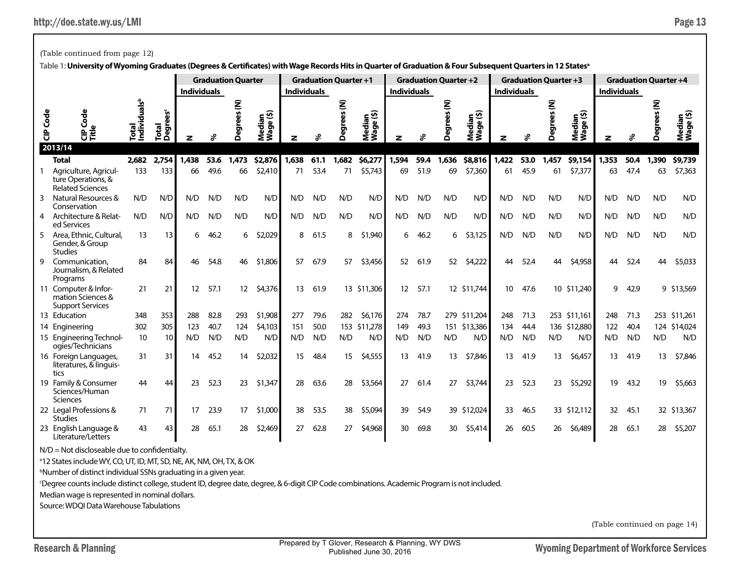(Table continued from page 12)

**Table 1: University of Wyoming Graduates (Degrees & Certificates) with Wage Records Hits in Quarter of Graduation & Four Subsequent Quarters in 12 States[a]**

| | | | | Graduation Quarter | | | | Graduation Quarter +1 | | | | Graduation Quarter +2 | | | | Graduation Quarter +3 | | | | Graduation Quarter +4 | | | |
|---|---|---|---|---|---|---|---|---|---|---|---|---|---|---|---|---|---|---|---|---|---|---|---|
| | | | | Individuals | | | | Individuals | | | | Individuals | | | | Individuals | | | | Individuals | | | |
| CIP Code | CIP Code Title | Total Individuals[b] | Total Degrees[c] | N | % | Degrees (N) | Median Wage ($) | N | % | Degrees (N) | Median Wage ($) | N | % | Degrees (N) | Median Wage ($) | N | % | Degrees (N) | Median Wage ($) | N | % | Degrees (N) | Median Wage ($) |
| **2013/14** | | | | | | | | | | | | | | | | | | | | | | | |
| | **Total** | **2,682** | **2,754** | **1,438** | **53.6** | **1,473** | **$2,876** | **1,638** | **61.1** | **1,682** | **$6,277** | **1,594** | **59.4** | **1,636** | **$8,816** | **1,422** | **53.0** | **1,457** | **$9,154** | **1,353** | **50.4** | **1,390** | **$9,739** |
| 1 | Agriculture, Agriculture Operations, & Related Sciences | 133 | 133 | 66 | 49.6 | 66 | $2,410 | 71 | 53.4 | 71 | $5,743 | 69 | 51.9 | 69 | $7,360 | 61 | 45.9 | 61 | $7,377 | 63 | 47.4 | 63 | $7,363 |
| 3 | Natural Resources & Conservation | N/D | N/D | N/D | N/D | N/D | N/D | N/D | N/D | N/D | N/D | N/D | N/D | N/D | N/D | N/D | N/D | N/D | N/D | N/D | N/D | N/D | N/D |
| 4 | Architecture & Related Services | N/D | N/D | N/D | N/D | N/D | N/D | N/D | N/D | N/D | N/D | N/D | N/D | N/D | N/D | N/D | N/D | N/D | N/D | N/D | N/D | N/D | N/D |
| 5 | Area, Ethnic, Cultural, Gender, & Group Studies | 13 | 13 | 6 | 46.2 | 6 | $2,029 | 8 | 61.5 | 8 | $1,940 | 6 | 46.2 | 6 | $3,125 | N/D | N/D | N/D | N/D | N/D | N/D | N/D | N/D |
| 9 | Communication, Journalism, & Related Programs | 84 | 84 | 46 | 54.8 | 46 | $1,806 | 57 | 67.9 | 57 | $3,456 | 52 | 61.9 | 52 | $4,222 | 44 | 52.4 | 44 | $4,958 | 44 | 52.4 | 44 | $5,033 |
| 11 | Computer & Information Sciences & Support Services | 21 | 21 | 12 | 57.1 | 12 | $4,376 | 13 | 61.9 | 13 | $11,306 | 12 | 57.1 | 12 | $11,744 | 10 | 47.6 | 10 | $11,240 | 9 | 42.9 | 9 | $13,569 |
| 13 | Education | 348 | 353 | 288 | 82.8 | 293 | $1,908 | 277 | 79.6 | 282 | $6,176 | 274 | 78.7 | 279 | $11,204 | 248 | 71.3 | 253 | $11,161 | 248 | 71.3 | 253 | $11,261 |
| 14 | Engineering | 302 | 305 | 123 | 40.7 | 124 | $4,103 | 151 | 50.0 | 153 | $11,278 | 149 | 49.3 | 151 | $13,386 | 134 | 44.4 | 136 | $12,880 | 122 | 40.4 | 124 | $14,024 |
| 15 | Engineering Technologies/Technicians | 10 | 10 | N/D | N/D | N/D | N/D | N/D | N/D | N/D | N/D | N/D | N/D | N/D | N/D | N/D | N/D | N/D | N/D | N/D | N/D | N/D | N/D |
| 16 | Foreign Languages, literatures, & linguistics | 31 | 31 | 14 | 45.2 | 14 | $2,032 | 15 | 48.4 | 15 | $4,555 | 13 | 41.9 | 13 | $7,846 | 13 | 41.9 | 13 | $6,457 | 13 | 41.9 | 13 | $7,846 |
| 19 | Family & Consumer Sciences/Human Sciences | 44 | 44 | 23 | 52.3 | 23 | $1,347 | 28 | 63.6 | 28 | $3,564 | 27 | 61.4 | 27 | $3,744 | 23 | 52.3 | 23 | $5,292 | 19 | 43.2 | 19 | $5,663 |
| 22 | Legal Professions & Studies | 71 | 71 | 17 | 23.9 | 17 | $1,000 | 38 | 53.5 | 38 | $5,094 | 39 | 54.9 | 39 | $12,024 | 33 | 46.5 | 33 | $12,112 | 32 | 45.1 | 32 | $13,367 |
| 23 | English Language & Literature/Letters | 43 | 43 | 28 | 65.1 | 28 | $2,469 | 27 | 62.8 | 27 | $4,968 | 30 | 69.8 | 30 | $5,414 | 26 | 60.5 | 26 | $6,489 | 28 | 65.1 | 28 | $5,207 |

N/D = Not discloseable due to confidentialty.

[a]12 States include WY, CO, UT, ID, MT, SD, NE, AK, NM, OH, TX, & OK

[b]Number of distinct individual SSNs graduating in a given year.

[c]Degree counts include distinct college, student ID, degree date, degree, & 6-digit CIP Code combinations. Academic Program is not included.

Median wage is represented in nominal dollars.

Source: WDQI Data Warehouse Tabulations

(Table continued on page 14)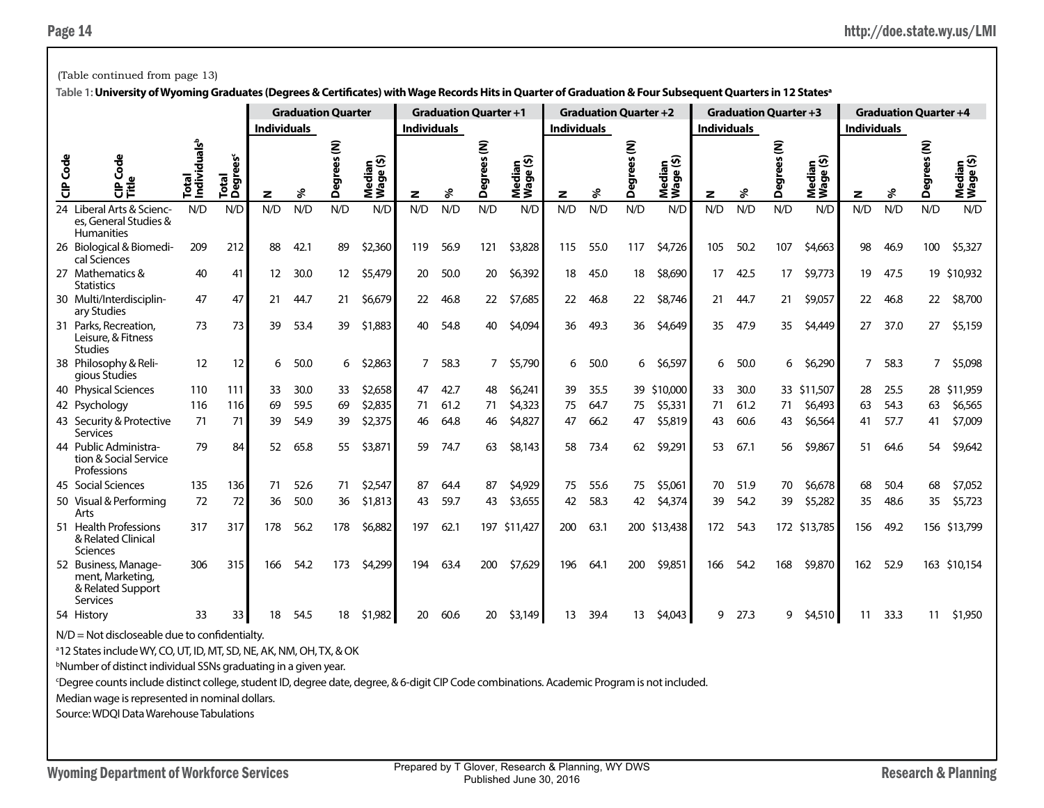(Table continued from page 13)

**Table 1: University of Wyoming Graduates (Degrees & Certificates) with Wage Records Hits in Quarter of Graduation & Four Subsequent Quarters in 12 States[a]**

| | | | | Graduation Quarter | | | | Graduation Quarter +1 | | | | Graduation Quarter +2 | | | | Graduation Quarter +3 | | | | Graduation Quarter +4 | | | |
|---|---|---|---|---|---|---|---|---|---|---|---|---|---|---|---|---|---|---|---|---|---|---|---|
| | | | | Individuals | | | | Individuals | | | | Individuals | | | | Individuals | | | | Individuals | | | |
| CIP Code | CIP Code Title | Total Individuals[b] | Total Degrees[c] | N | % | Degrees (N) | Median Wage ($) | N | % | Degrees (N) | Median Wage ($) | N | % | Degrees (N) | Median Wage ($) | N | % | Degrees (N) | Median Wage ($) | N | % | Degrees (N) | Median Wage ($) |
| 24 | Liberal Arts & Sciences, General Studies & Humanities | N/D | N/D | N/D | N/D | N/D | N/D | N/D | N/D | N/D | N/D | N/D | N/D | N/D | N/D | N/D | N/D | N/D | N/D | N/D | N/D | N/D | N/D |
| 26 | Biological & Biomedical Sciences | 209 | 212 | 88 | 42.1 | 89 | $2,360 | 119 | 56.9 | 121 | $3,828 | 115 | 55.0 | 117 | $4,726 | 105 | 50.2 | 107 | $4,663 | 98 | 46.9 | 100 | $5,327 |
| 27 | Mathematics & Statistics | 40 | 41 | 12 | 30.0 | 12 | $5,479 | 20 | 50.0 | 20 | $6,392 | 18 | 45.0 | 18 | $8,690 | 17 | 42.5 | 17 | $9,773 | 19 | 47.5 | 19 | $10,932 |
| 30 | Multi/Interdisciplinary Studies | 47 | 47 | 21 | 44.7 | 21 | $6,679 | 22 | 46.8 | 22 | $7,685 | 22 | 46.8 | 22 | $8,746 | 21 | 44.7 | 21 | $9,057 | 22 | 46.8 | 22 | $8,700 |
| 31 | Parks, Recreation, Leisure, & Fitness Studies | 73 | 73 | 39 | 53.4 | 39 | $1,883 | 40 | 54.8 | 40 | $4,094 | 36 | 49.3 | 36 | $4,649 | 35 | 47.9 | 35 | $4,449 | 27 | 37.0 | 27 | $5,159 |
| 38 | Philosophy & Religious Studies | 12 | 12 | 6 | 50.0 | 6 | $2,863 | 7 | 58.3 | 7 | $5,790 | 6 | 50.0 | 6 | $6,597 | 6 | 50.0 | 6 | $6,290 | 7 | 58.3 | 7 | $5,098 |
| 40 | Physical Sciences | 110 | 111 | 33 | 30.0 | 33 | $2,658 | 47 | 42.7 | 48 | $6,241 | 39 | 35.5 | 39 | $10,000 | 33 | 30.0 | 33 | $11,507 | 28 | 25.5 | 28 | $11,959 |
| 42 | Psychology | 116 | 116 | 69 | 59.5 | 69 | $2,835 | 71 | 61.2 | 71 | $4,323 | 75 | 64.7 | 75 | $5,331 | 71 | 61.2 | 71 | $6,493 | 63 | 54.3 | 63 | $6,565 |
| 43 | Security & Protective Services | 71 | 71 | 39 | 54.9 | 39 | $2,375 | 46 | 64.8 | 46 | $4,827 | 47 | 66.2 | 47 | $5,819 | 43 | 60.6 | 43 | $6,564 | 41 | 57.7 | 41 | $7,009 |
| 44 | Public Administration & Social Service Professions | 79 | 84 | 52 | 65.8 | 55 | $3,871 | 59 | 74.7 | 63 | $8,143 | 58 | 73.4 | 62 | $9,291 | 53 | 67.1 | 56 | $9,867 | 51 | 64.6 | 54 | $9,642 |
| 45 | Social Sciences | 135 | 136 | 71 | 52.6 | 71 | $2,547 | 87 | 64.4 | 87 | $4,929 | 75 | 55.6 | 75 | $5,061 | 70 | 51.9 | 70 | $6,678 | 68 | 50.4 | 68 | $7,052 |
| 50 | Visual & Performing Arts | 72 | 72 | 36 | 50.0 | 36 | $1,813 | 43 | 59.7 | 43 | $3,655 | 42 | 58.3 | 42 | $4,374 | 39 | 54.2 | 39 | $5,282 | 35 | 48.6 | 35 | $5,723 |
| 51 | Health Professions & Related Clinical Sciences | 317 | 317 | 178 | 56.2 | 178 | $6,882 | 197 | 62.1 | 197 | $11,427 | 200 | 63.1 | 200 | $13,438 | 172 | 54.3 | 172 | $13,785 | 156 | 49.2 | 156 | $13,799 |
| 52 | Business, Management, Marketing, & Related Support Services | 306 | 315 | 166 | 54.2 | 173 | $4,299 | 194 | 63.4 | 200 | $7,629 | 196 | 64.1 | 200 | $9,851 | 166 | 54.2 | 168 | $9,870 | 162 | 52.9 | 163 | $10,154 |
| 54 | History | 33 | 33 | 18 | 54.5 | 18 | $1,982 | 20 | 60.6 | 20 | $3,149 | 13 | 39.4 | 13 | $4,043 | 9 | 27.3 | 9 | $4,510 | 11 | 33.3 | 11 | $1,950 |

N/D = Not discloseable due to confidentialty.

[a]12 States include WY, CO, UT, ID, MT, SD, NE, AK, NM, OH, TX, & OK

[b]Number of distinct individual SSNs graduating in a given year.

[c]Degree counts include distinct college, student ID, degree date, degree, & 6-digit CIP Code combinations. Academic Program is not included.

Median wage is represented in nominal dollars.

Source: WDQI Data Warehouse Tabulations